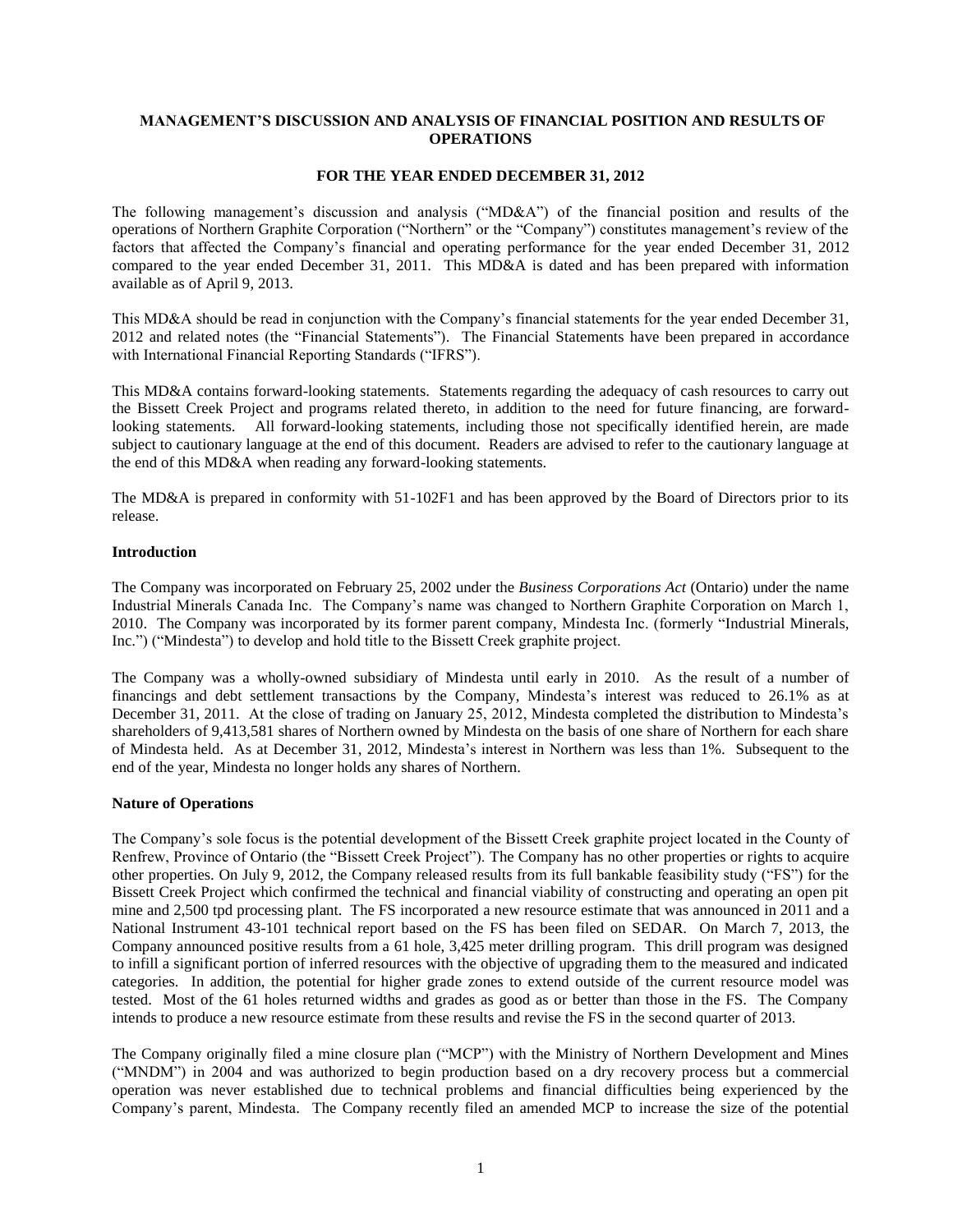**MANAGEMENT'S DISCUSSION AND ANALYSIS OF FINANCIAL POSITION AND RESULTS OF OPERATIONS**

**FOR THE YEAR ENDED DECEMBER 31, 2012**

The following management's discussion and analysis ("MD&A") of the financial position and results of the operations of Northern Graphite Corporation ("Northern" or the "Company") constitutes management's review of the factors that affected the Company's financial and operating performance for the year ended December 31, 2012 compared to the year ended December 31, 2011. This MD&A is dated and has been prepared with information available as of April 9, 2013.

This MD&A should be read in conjunction with the Company's financial statements for the year ended December 31, 2012 and related notes (the "Financial Statements"). The Financial Statements have been prepared in accordance with International Financial Reporting Standards ("IFRS").

This MD&A contains forward-looking statements. Statements regarding the adequacy of cash resources to carry out the Bissett Creek Project and programs related thereto, in addition to the need for future financing, are forward-looking statements. All forward-looking statements, including those not specifically identified herein, are made subject to cautionary language at the end of this document. Readers are advised to refer to the cautionary language at the end of this MD&A when reading any forward-looking statements.

The MD&A is prepared in conformity with 51-102F1 and has been approved by the Board of Directors prior to its release.

**Introduction**

The Company was incorporated on February 25, 2002 under the *Business Corporations Act* (Ontario) under the name Industrial Minerals Canada Inc. The Company's name was changed to Northern Graphite Corporation on March 1, 2010. The Company was incorporated by its former parent company, Mindesta Inc. (formerly "Industrial Minerals, Inc.") ("Mindesta") to develop and hold title to the Bissett Creek graphite project.

The Company was a wholly-owned subsidiary of Mindesta until early in 2010. As the result of a number of financings and debt settlement transactions by the Company, Mindesta's interest was reduced to 26.1% as at December 31, 2011. At the close of trading on January 25, 2012, Mindesta completed the distribution to Mindesta's shareholders of 9,413,581 shares of Northern owned by Mindesta on the basis of one share of Northern for each share of Mindesta held. As at December 31, 2012, Mindesta's interest in Northern was less than 1%. Subsequent to the end of the year, Mindesta no longer holds any shares of Northern.

**Nature of Operations**

The Company's sole focus is the potential development of the Bissett Creek graphite project located in the County of Renfrew, Province of Ontario (the "Bissett Creek Project"). The Company has no other properties or rights to acquire other properties. On July 9, 2012, the Company released results from its full bankable feasibility study ("FS") for the Bissett Creek Project which confirmed the technical and financial viability of constructing and operating an open pit mine and 2,500 tpd processing plant. The FS incorporated a new resource estimate that was announced in 2011 and a National Instrument 43-101 technical report based on the FS has been filed on SEDAR. On March 7, 2013, the Company announced positive results from a 61 hole, 3,425 meter drilling program. This drill program was designed to infill a significant portion of inferred resources with the objective of upgrading them to the measured and indicated categories. In addition, the potential for higher grade zones to extend outside of the current resource model was tested. Most of the 61 holes returned widths and grades as good as or better than those in the FS. The Company intends to produce a new resource estimate from these results and revise the FS in the second quarter of 2013.

The Company originally filed a mine closure plan ("MCP") with the Ministry of Northern Development and Mines ("MNDM") in 2004 and was authorized to begin production based on a dry recovery process but a commercial operation was never established due to technical problems and financial difficulties being experienced by the Company's parent, Mindesta. The Company recently filed an amended MCP to increase the size of the potential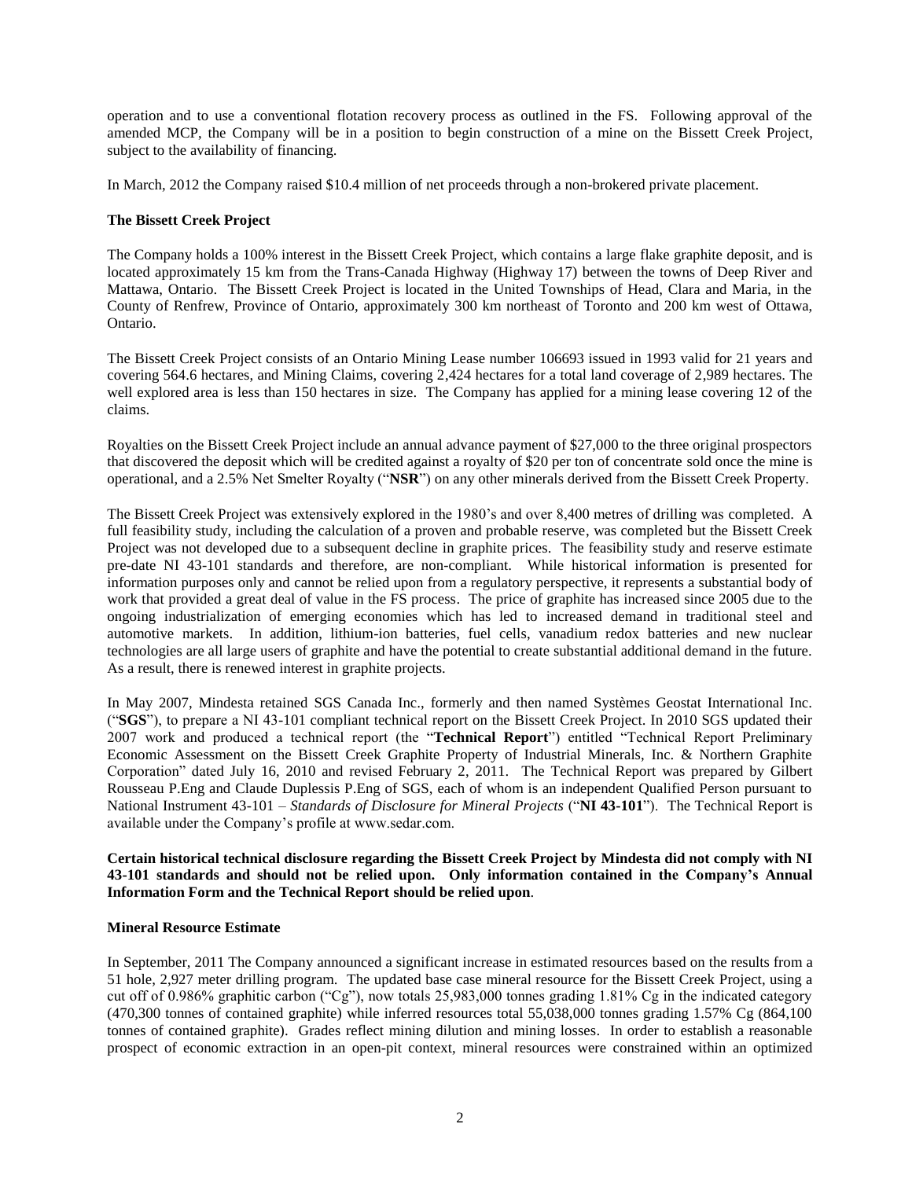operation and to use a conventional flotation recovery process as outlined in the FS. Following approval of the amended MCP, the Company will be in a position to begin construction of a mine on the Bissett Creek Project, subject to the availability of financing.

In March, 2012 the Company raised $10.4 million of net proceeds through a non-brokered private placement.

**The Bissett Creek Project**

The Company holds a 100% interest in the Bissett Creek Project, which contains a large flake graphite deposit, and is located approximately 15 km from the Trans-Canada Highway (Highway 17) between the towns of Deep River and Mattawa, Ontario. The Bissett Creek Project is located in the United Townships of Head, Clara and Maria, in the County of Renfrew, Province of Ontario, approximately 300 km northeast of Toronto and 200 km west of Ottawa, Ontario.

The Bissett Creek Project consists of an Ontario Mining Lease number 106693 issued in 1993 valid for 21 years and covering 564.6 hectares, and Mining Claims, covering 2,424 hectares for a total land coverage of 2,989 hectares. The well explored area is less than 150 hectares in size. The Company has applied for a mining lease covering 12 of the claims.

Royalties on the Bissett Creek Project include an annual advance payment of $27,000 to the three original prospectors that discovered the deposit which will be credited against a royalty of $20 per ton of concentrate sold once the mine is operational, and a 2.5% Net Smelter Royalty ("**NSR**") on any other minerals derived from the Bissett Creek Property.

The Bissett Creek Project was extensively explored in the 1980's and over 8,400 metres of drilling was completed. A full feasibility study, including the calculation of a proven and probable reserve, was completed but the Bissett Creek Project was not developed due to a subsequent decline in graphite prices. The feasibility study and reserve estimate pre-date NI 43-101 standards and therefore, are non-compliant. While historical information is presented for information purposes only and cannot be relied upon from a regulatory perspective, it represents a substantial body of work that provided a great deal of value in the FS process. The price of graphite has increased since 2005 due to the ongoing industrialization of emerging economies which has led to increased demand in traditional steel and automotive markets. In addition, lithium-ion batteries, fuel cells, vanadium redox batteries and new nuclear technologies are all large users of graphite and have the potential to create substantial additional demand in the future. As a result, there is renewed interest in graphite projects.

In May 2007, Mindesta retained SGS Canada Inc., formerly and then named Systèmes Geostat International Inc. ("**SGS**"), to prepare a NI 43-101 compliant technical report on the Bissett Creek Project. In 2010 SGS updated their 2007 work and produced a technical report (the "**Technical Report**") entitled "Technical Report Preliminary Economic Assessment on the Bissett Creek Graphite Property of Industrial Minerals, Inc. & Northern Graphite Corporation" dated July 16, 2010 and revised February 2, 2011. The Technical Report was prepared by Gilbert Rousseau P.Eng and Claude Duplessis P.Eng of SGS, each of whom is an independent Qualified Person pursuant to National Instrument 43-101 – *Standards of Disclosure for Mineral Projects* ("**NI 43-101**"). The Technical Report is available under the Company's profile at www.sedar.com.

**Certain historical technical disclosure regarding the Bissett Creek Project by Mindesta did not comply with NI 43-101 standards and should not be relied upon. Only information contained in the Company's Annual Information Form and the Technical Report should be relied upon**.

**Mineral Resource Estimate**

In September, 2011 The Company announced a significant increase in estimated resources based on the results from a 51 hole, 2,927 meter drilling program. The updated base case mineral resource for the Bissett Creek Project, using a cut off of 0.986% graphitic carbon ("Cg"), now totals 25,983,000 tonnes grading 1.81% Cg in the indicated category (470,300 tonnes of contained graphite) while inferred resources total 55,038,000 tonnes grading 1.57% Cg (864,100 tonnes of contained graphite). Grades reflect mining dilution and mining losses. In order to establish a reasonable prospect of economic extraction in an open-pit context, mineral resources were constrained within an optimized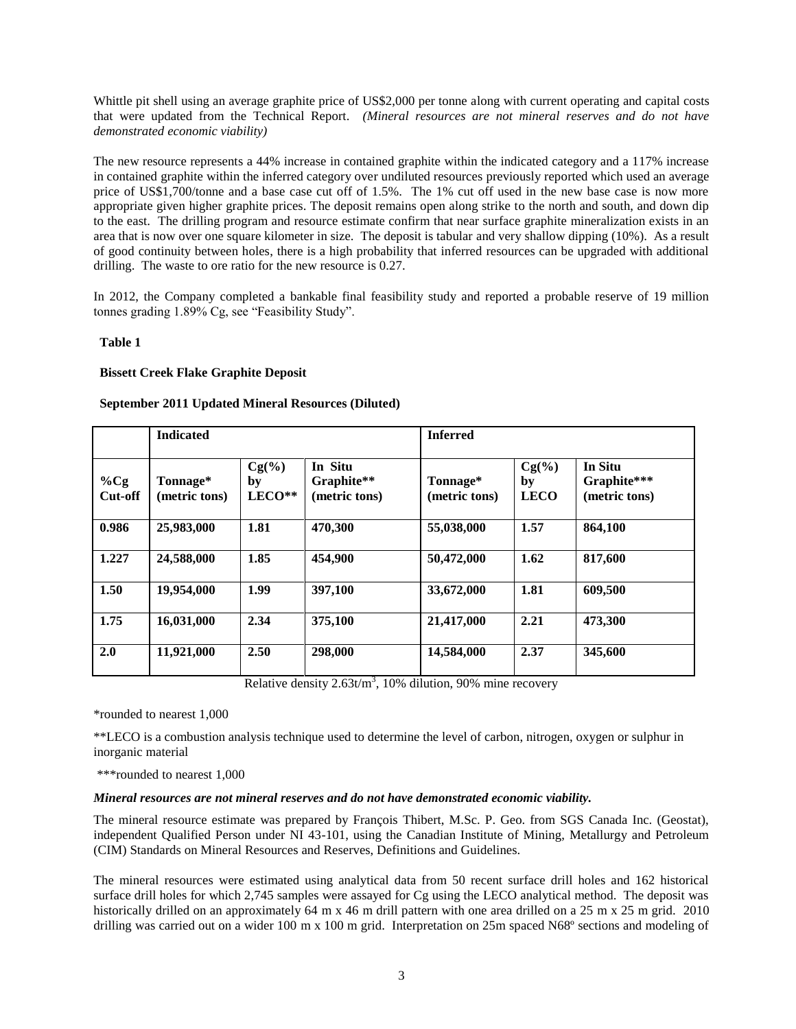Whittle pit shell using an average graphite price of US$2,000 per tonne along with current operating and capital costs that were updated from the Technical Report. *(Mineral resources are not mineral reserves and do not have demonstrated economic viability)*

The new resource represents a 44% increase in contained graphite within the indicated category and a 117% increase in contained graphite within the inferred category over undiluted resources previously reported which used an average price of US$1,700/tonne and a base case cut off of 1.5%. The 1% cut off used in the new base case is now more appropriate given higher graphite prices. The deposit remains open along strike to the north and south, and down dip to the east. The drilling program and resource estimate confirm that near surface graphite mineralization exists in an area that is now over one square kilometer in size. The deposit is tabular and very shallow dipping (10%). As a result of good continuity between holes, there is a high probability that inferred resources can be upgraded with additional drilling. The waste to ore ratio for the new resource is 0.27.

In 2012, the Company completed a bankable final feasibility study and reported a probable reserve of 19 million tonnes grading 1.89% Cg, see "Feasibility Study".

**Table 1**

**Bissett Creek Flake Graphite Deposit**

**September 2011 Updated Mineral Resources (Diluted)**

| | **Indicated** | | | **Inferred** | | |
|---|---|---|---|---|---|---|
| **%Cg Cut-off** | **Tonnage* (metric tons)** | **Cg(%) by LECO**** | **In Situ Graphite** (metric tons)** | **Tonnage* (metric tons)** | **Cg(%) by LECO** | **In Situ Graphite*** (metric tons)** |
| **0.986** | **25,983,000** | **1.81** | **470,300** | **55,038,000** | **1.57** | **864,100** |
| **1.227** | **24,588,000** | **1.85** | **454,900** | **50,472,000** | **1.62** | **817,600** |
| **1.50** | **19,954,000** | **1.99** | **397,100** | **33,672,000** | **1.81** | **609,500** |
| **1.75** | **16,031,000** | **2.34** | **375,100** | **21,417,000** | **2.21** | **473,300** |
| **2.0** | **11,921,000** | **2.50** | **298,000** | **14,584,000** | **2.37** | **345,600** |

Relative density $2.63t/m^3$, 10% dilution, 90% mine recovery

*rounded to nearest 1,000

**LECO is a combustion analysis technique used to determine the level of carbon, nitrogen, oxygen or sulphur in inorganic material

***rounded to nearest 1,000

***Mineral resources are not mineral reserves and do not have demonstrated economic viability.***

The mineral resource estimate was prepared by François Thibert, M.Sc. P. Geo. from SGS Canada Inc. (Geostat), independent Qualified Person under NI 43-101, using the Canadian Institute of Mining, Metallurgy and Petroleum (CIM) Standards on Mineral Resources and Reserves, Definitions and Guidelines.

The mineral resources were estimated using analytical data from 50 recent surface drill holes and 162 historical surface drill holes for which 2,745 samples were assayed for Cg using the LECO analytical method. The deposit was historically drilled on an approximately 64 m x 46 m drill pattern with one area drilled on a 25 m x 25 m grid. 2010 drilling was carried out on a wider 100 m x 100 m grid. Interpretation on 25m spaced N68º sections and modeling of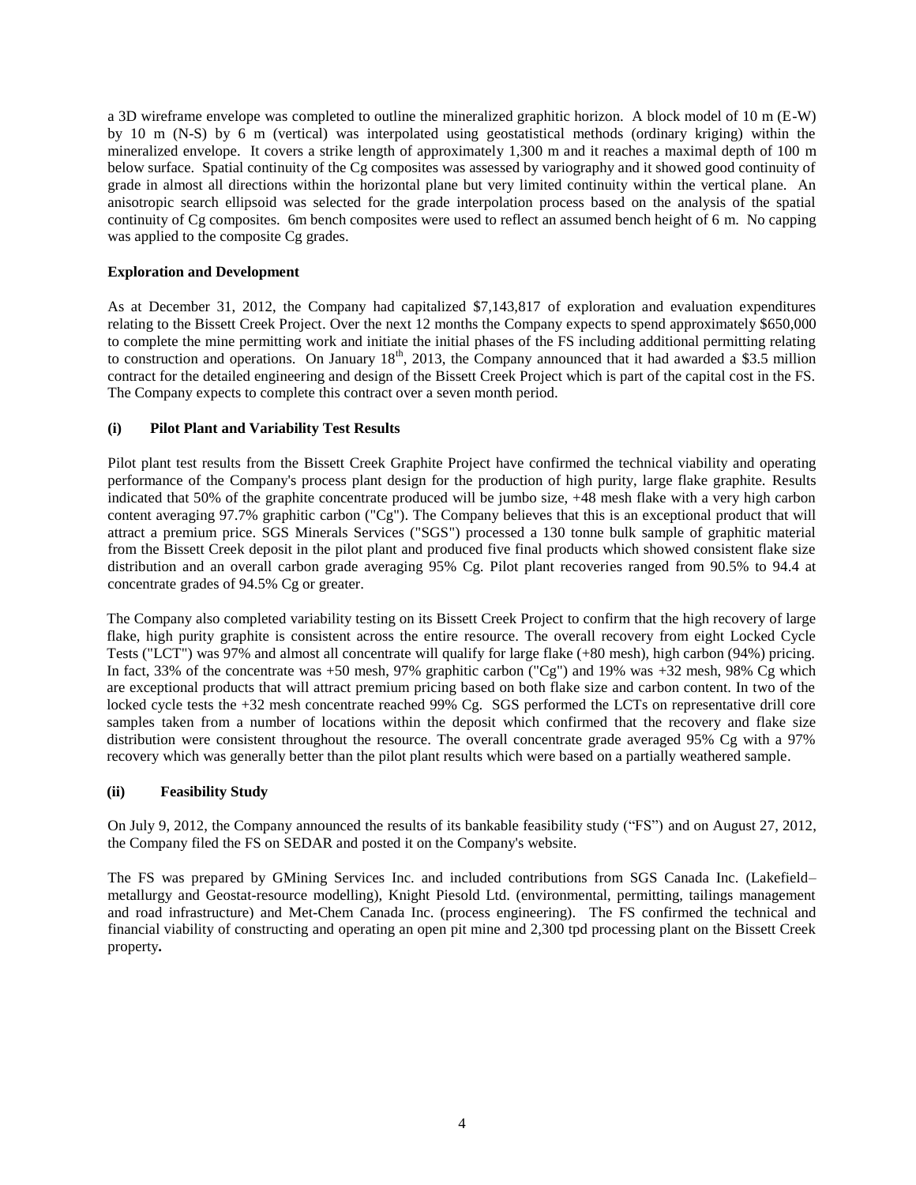a 3D wireframe envelope was completed to outline the mineralized graphitic horizon. A block model of 10 m (E-W) by 10 m (N-S) by 6 m (vertical) was interpolated using geostatistical methods (ordinary kriging) within the mineralized envelope. It covers a strike length of approximately 1,300 m and it reaches a maximal depth of 100 m below surface. Spatial continuity of the Cg composites was assessed by variography and it showed good continuity of grade in almost all directions within the horizontal plane but very limited continuity within the vertical plane. An anisotropic search ellipsoid was selected for the grade interpolation process based on the analysis of the spatial continuity of Cg composites. 6m bench composites were used to reflect an assumed bench height of 6 m. No capping was applied to the composite Cg grades.

**Exploration and Development**

As at December 31, 2012, the Company had capitalized $7,143,817 of exploration and evaluation expenditures relating to the Bissett Creek Project. Over the next 12 months the Company expects to spend approximately $650,000 to complete the mine permitting work and initiate the initial phases of the FS including additional permitting relating to construction and operations. On January 18th, 2013, the Company announced that it had awarded a $3.5 million contract for the detailed engineering and design of the Bissett Creek Project which is part of the capital cost in the FS. The Company expects to complete this contract over a seven month period.

**(i) Pilot Plant and Variability Test Results**

Pilot plant test results from the Bissett Creek Graphite Project have confirmed the technical viability and operating performance of the Company's process plant design for the production of high purity, large flake graphite. Results indicated that 50% of the graphite concentrate produced will be jumbo size, +48 mesh flake with a very high carbon content averaging 97.7% graphitic carbon ("Cg"). The Company believes that this is an exceptional product that will attract a premium price. SGS Minerals Services ("SGS") processed a 130 tonne bulk sample of graphitic material from the Bissett Creek deposit in the pilot plant and produced five final products which showed consistent flake size distribution and an overall carbon grade averaging 95% Cg. Pilot plant recoveries ranged from 90.5% to 94.4 at concentrate grades of 94.5% Cg or greater.

The Company also completed variability testing on its Bissett Creek Project to confirm that the high recovery of large flake, high purity graphite is consistent across the entire resource. The overall recovery from eight Locked Cycle Tests ("LCT") was 97% and almost all concentrate will qualify for large flake (+80 mesh), high carbon (94%) pricing. In fact, 33% of the concentrate was +50 mesh, 97% graphitic carbon ("Cg") and 19% was +32 mesh, 98% Cg which are exceptional products that will attract premium pricing based on both flake size and carbon content. In two of the locked cycle tests the +32 mesh concentrate reached 99% Cg. SGS performed the LCTs on representative drill core samples taken from a number of locations within the deposit which confirmed that the recovery and flake size distribution were consistent throughout the resource. The overall concentrate grade averaged 95% Cg with a 97% recovery which was generally better than the pilot plant results which were based on a partially weathered sample.

**(ii) Feasibility Study**

On July 9, 2012, the Company announced the results of its bankable feasibility study ("FS") and on August 27, 2012, the Company filed the FS on SEDAR and posted it on the Company's website.

The FS was prepared by GMining Services Inc. and included contributions from SGS Canada Inc. (Lakefield– metallurgy and Geostat-resource modelling), Knight Piesold Ltd. (environmental, permitting, tailings management and road infrastructure) and Met-Chem Canada Inc. (process engineering). The FS confirmed the technical and financial viability of constructing and operating an open pit mine and 2,300 tpd processing plant on the Bissett Creek property.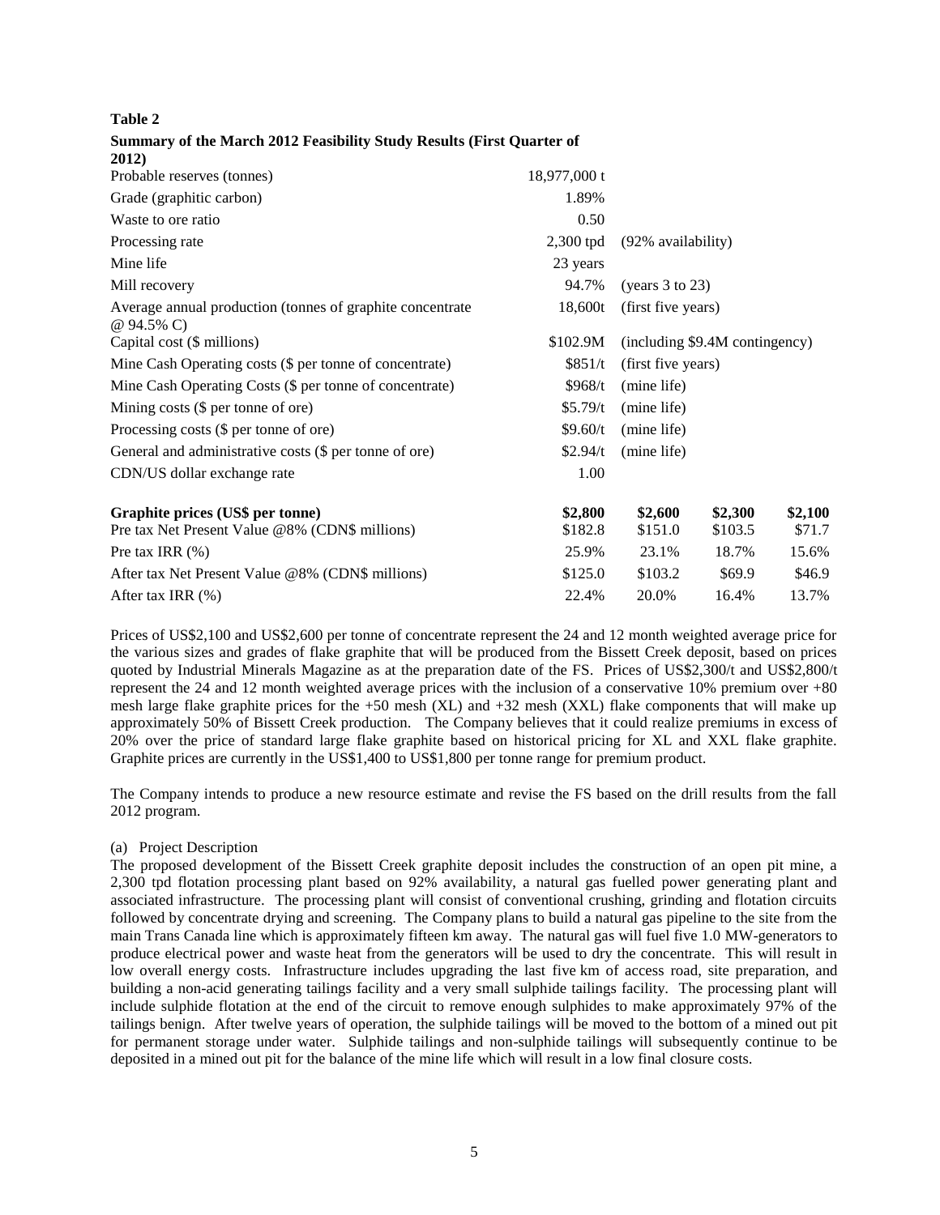**Table 2**

**Summary of the March 2012 Feasibility Study Results (First Quarter of 2012)**

| | | | | |
|---|---|---|---|---|
| Probable reserves (tonnes) | 18,977,000 t | | | |
| Grade (graphitic carbon) | 1.89% | | | |
| Waste to ore ratio | 0.50 | | | |
| Processing rate | 2,300 tpd | (92% availability) | | |
| Mine life | 23 years | | | |
| Mill recovery | 94.7% | (years 3 to 23) | | |
| Average annual production (tonnes of graphite concentrate @ 94.5% C) | 18,600t | (first five years) | | |
| Capital cost ($ millions) | $102.9M | (including $9.4M contingency) | | |
| Mine Cash Operating costs ($ per tonne of concentrate) | $851/t | (first five years) | | |
| Mine Cash Operating Costs ($ per tonne of concentrate) | $968/t | (mine life) | | |
| Mining costs ($ per tonne of ore) | $5.79/t | (mine life) | | |
| Processing costs ($ per tonne of ore) | $9.60/t | (mine life) | | |
| General and administrative costs ($ per tonne of ore) | $2.94/t | (mine life) | | |
| CDN/US dollar exchange rate | 1.00 | | | |
| **Graphite prices (US$ per tonne)** | **$2,800** | **$2,600** | **$2,300** | **$2,100** |
| Pre tax Net Present Value @8% (CDN$ millions) | $182.8 | $151.0 | $103.5 | $71.7 |
| Pre tax IRR (%) | 25.9% | 23.1% | 18.7% | 15.6% |
| After tax Net Present Value @8% (CDN$ millions) | $125.0 | $103.2 | $69.9 | $46.9 |
| After tax IRR (%) | 22.4% | 20.0% | 16.4% | 13.7% |

Prices of US$2,100 and US$2,600 per tonne of concentrate represent the 24 and 12 month weighted average price for the various sizes and grades of flake graphite that will be produced from the Bissett Creek deposit, based on prices quoted by Industrial Minerals Magazine as at the preparation date of the FS. Prices of US$2,300/t and US$2,800/t represent the 24 and 12 month weighted average prices with the inclusion of a conservative 10% premium over +80 mesh large flake graphite prices for the +50 mesh (XL) and +32 mesh (XXL) flake components that will make up approximately 50% of Bissett Creek production. The Company believes that it could realize premiums in excess of 20% over the price of standard large flake graphite based on historical pricing for XL and XXL flake graphite. Graphite prices are currently in the US$1,400 to US$1,800 per tonne range for premium product.

The Company intends to produce a new resource estimate and revise the FS based on the drill results from the fall 2012 program.

(a) Project Description

The proposed development of the Bissett Creek graphite deposit includes the construction of an open pit mine, a 2,300 tpd flotation processing plant based on 92% availability, a natural gas fuelled power generating plant and associated infrastructure. The processing plant will consist of conventional crushing, grinding and flotation circuits followed by concentrate drying and screening. The Company plans to build a natural gas pipeline to the site from the main Trans Canada line which is approximately fifteen km away. The natural gas will fuel five 1.0 MW-generators to produce electrical power and waste heat from the generators will be used to dry the concentrate. This will result in low overall energy costs. Infrastructure includes upgrading the last five km of access road, site preparation, and building a non-acid generating tailings facility and a very small sulphide tailings facility. The processing plant will include sulphide flotation at the end of the circuit to remove enough sulphides to make approximately 97% of the tailings benign. After twelve years of operation, the sulphide tailings will be moved to the bottom of a mined out pit for permanent storage under water. Sulphide tailings and non-sulphide tailings will subsequently continue to be deposited in a mined out pit for the balance of the mine life which will result in a low final closure costs.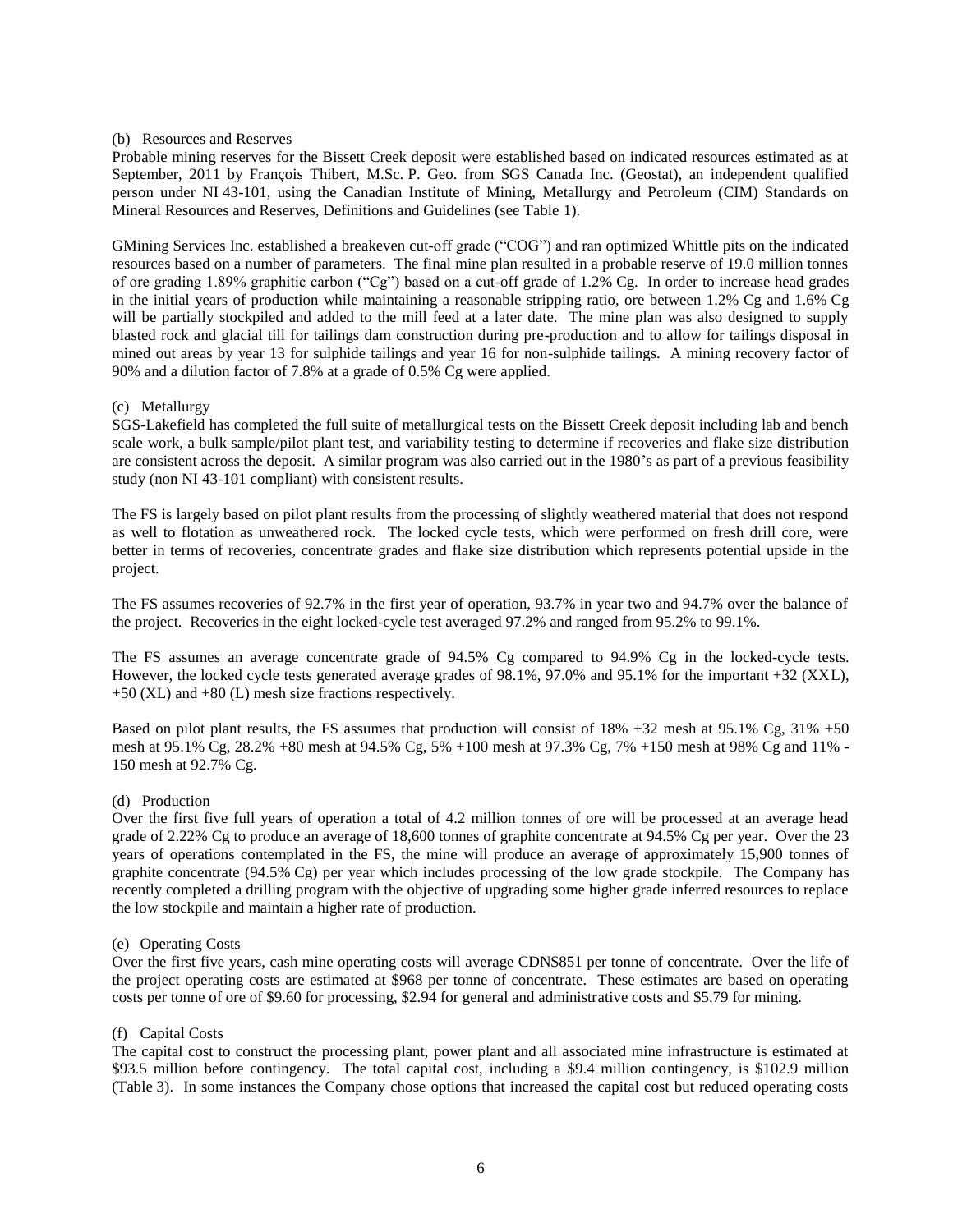(b) Resources and Reserves

Probable mining reserves for the Bissett Creek deposit were established based on indicated resources estimated as at September, 2011 by François Thibert, M.Sc. P. Geo. from SGS Canada Inc. (Geostat), an independent qualified person under NI 43-101, using the Canadian Institute of Mining, Metallurgy and Petroleum (CIM) Standards on Mineral Resources and Reserves, Definitions and Guidelines (see Table 1).

GMining Services Inc. established a breakeven cut-off grade ("COG") and ran optimized Whittle pits on the indicated resources based on a number of parameters. The final mine plan resulted in a probable reserve of 19.0 million tonnes of ore grading 1.89% graphitic carbon ("Cg") based on a cut-off grade of 1.2% Cg. In order to increase head grades in the initial years of production while maintaining a reasonable stripping ratio, ore between 1.2% Cg and 1.6% Cg will be partially stockpiled and added to the mill feed at a later date. The mine plan was also designed to supply blasted rock and glacial till for tailings dam construction during pre-production and to allow for tailings disposal in mined out areas by year 13 for sulphide tailings and year 16 for non-sulphide tailings. A mining recovery factor of 90% and a dilution factor of 7.8% at a grade of 0.5% Cg were applied.

(c) Metallurgy

SGS-Lakefield has completed the full suite of metallurgical tests on the Bissett Creek deposit including lab and bench scale work, a bulk sample/pilot plant test, and variability testing to determine if recoveries and flake size distribution are consistent across the deposit. A similar program was also carried out in the 1980's as part of a previous feasibility study (non NI 43-101 compliant) with consistent results.

The FS is largely based on pilot plant results from the processing of slightly weathered material that does not respond as well to flotation as unweathered rock. The locked cycle tests, which were performed on fresh drill core, were better in terms of recoveries, concentrate grades and flake size distribution which represents potential upside in the project.

The FS assumes recoveries of 92.7% in the first year of operation, 93.7% in year two and 94.7% over the balance of the project. Recoveries in the eight locked-cycle test averaged 97.2% and ranged from 95.2% to 99.1%.

The FS assumes an average concentrate grade of 94.5% Cg compared to 94.9% Cg in the locked-cycle tests. However, the locked cycle tests generated average grades of 98.1%, 97.0% and 95.1% for the important +32 (XXL), +50 (XL) and +80 (L) mesh size fractions respectively.

Based on pilot plant results, the FS assumes that production will consist of 18% +32 mesh at 95.1% Cg, 31% +50 mesh at 95.1% Cg, 28.2% +80 mesh at 94.5% Cg, 5% +100 mesh at 97.3% Cg, 7% +150 mesh at 98% Cg and 11% -150 mesh at 92.7% Cg.

(d) Production

Over the first five full years of operation a total of 4.2 million tonnes of ore will be processed at an average head grade of 2.22% Cg to produce an average of 18,600 tonnes of graphite concentrate at 94.5% Cg per year. Over the 23 years of operations contemplated in the FS, the mine will produce an average of approximately 15,900 tonnes of graphite concentrate (94.5% Cg) per year which includes processing of the low grade stockpile. The Company has recently completed a drilling program with the objective of upgrading some higher grade inferred resources to replace the low stockpile and maintain a higher rate of production.

(e) Operating Costs

Over the first five years, cash mine operating costs will average CDN$851 per tonne of concentrate. Over the life of the project operating costs are estimated at $968 per tonne of concentrate. These estimates are based on operating costs per tonne of ore of $9.60 for processing, $2.94 for general and administrative costs and $5.79 for mining.

(f) Capital Costs

The capital cost to construct the processing plant, power plant and all associated mine infrastructure is estimated at $93.5 million before contingency. The total capital cost, including a $9.4 million contingency, is $102.9 million (Table 3). In some instances the Company chose options that increased the capital cost but reduced operating costs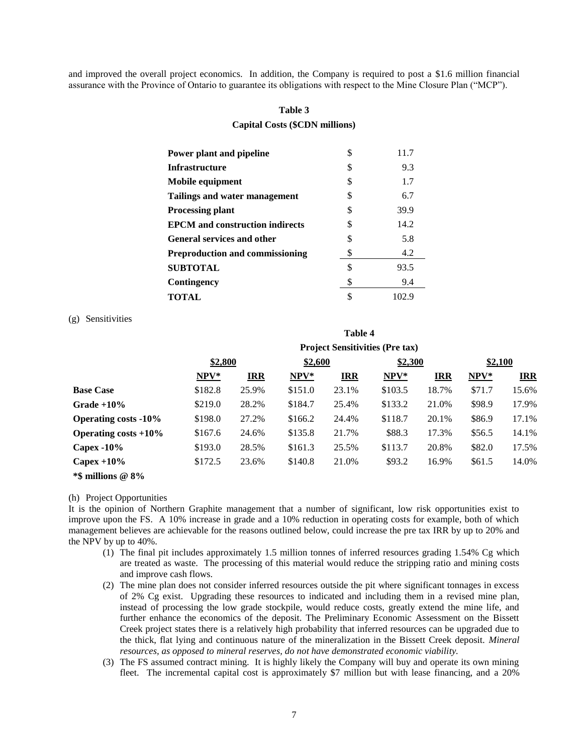and improved the overall project economics. In addition, the Company is required to post a $1.6 million financial assurance with the Province of Ontario to guarantee its obligations with respect to the Mine Closure Plan ("MCP").

**Table 3**

**Capital Costs ($CDN millions)**

| | | |
|---|---|---|
| **Power plant and pipeline** | $ | 11.7 |
| **Infrastructure** | $ | 9.3 |
| **Mobile equipment** | $ | 1.7 |
| **Tailings and water management** | $ | 6.7 |
| **Processing plant** | $ | 39.9 |
| **EPCM and construction indirects** | $ | 14.2 |
| **General services and other** | $ | 5.8 |
| **Preproduction and commissioning** | $ | 4.2 |
| **SUBTOTAL** | $ | 93.5 |
| **Contingency** | $ | 9.4 |
| **TOTAL** | $ | 102.9 |

(g) Sensitivities

**Table 4**

**Project Sensitivities (Pre tax)**

| | $2,800 | | $2,600 | | $2,300 | | $2,100 | |
|---|---|---|---|---|---|---|---|---|
| | NPV* | IRR | NPV* | IRR | NPV* | IRR | NPV* | IRR |
| **Base Case** | $182.8 | 25.9% | $151.0 | 23.1% | $103.5 | 18.7% | $71.7 | 15.6% |
| **Grade +10%** | $219.0 | 28.2% | $184.7 | 25.4% | $133.2 | 21.0% | $98.9 | 17.9% |
| **Operating costs -10%** | $198.0 | 27.2% | $166.2 | 24.4% | $118.7 | 20.1% | $86.9 | 17.1% |
| **Operating costs +10%** | $167.6 | 24.6% | $135.8 | 21.7% | $88.3 | 17.3% | $56.5 | 14.1% |
| **Capex -10%** | $193.0 | 28.5% | $161.3 | 25.5% | $113.7 | 20.8% | $82.0 | 17.5% |
| **Capex +10%** | $172.5 | 23.6% | $140.8 | 21.0% | $93.2 | 16.9% | $61.5 | 14.0% |

**\*$ millions @ 8%**

(h) Project Opportunities

It is the opinion of Northern Graphite management that a number of significant, low risk opportunities exist to improve upon the FS. A 10% increase in grade and a 10% reduction in operating costs for example, both of which management believes are achievable for the reasons outlined below, could increase the pre tax IRR by up to 20% and the NPV by up to 40%.

1. The final pit includes approximately 1.5 million tonnes of inferred resources grading 1.54% Cg which are treated as waste. The processing of this material would reduce the stripping ratio and mining costs and improve cash flows.
2. The mine plan does not consider inferred resources outside the pit where significant tonnages in excess of 2% Cg exist. Upgrading these resources to indicated and including them in a revised mine plan, instead of processing the low grade stockpile, would reduce costs, greatly extend the mine life, and further enhance the economics of the deposit. The Preliminary Economic Assessment on the Bissett Creek project states there is a relatively high probability that inferred resources can be upgraded due to the thick, flat lying and continuous nature of the mineralization in the Bissett Creek deposit. *Mineral resources, as opposed to mineral reserves, do not have demonstrated economic viability.*
3. The FS assumed contract mining. It is highly likely the Company will buy and operate its own mining fleet. The incremental capital cost is approximately $7 million but with lease financing, and a 20%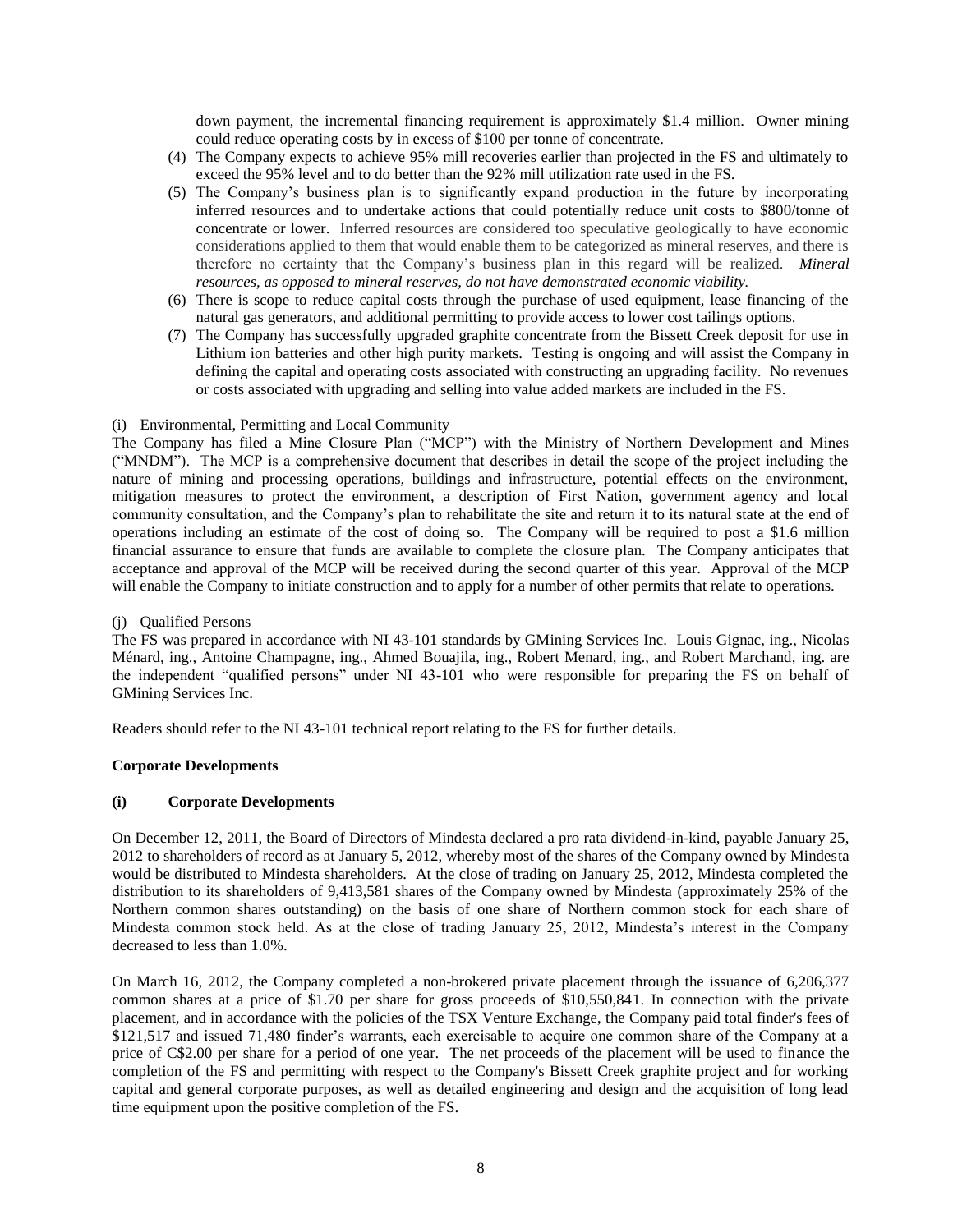down payment, the incremental financing requirement is approximately $1.4 million. Owner mining could reduce operating costs by in excess of $100 per tonne of concentrate.

(4) The Company expects to achieve 95% mill recoveries earlier than projected in the FS and ultimately to exceed the 95% level and to do better than the 92% mill utilization rate used in the FS.

(5) The Company's business plan is to significantly expand production in the future by incorporating inferred resources and to undertake actions that could potentially reduce unit costs to $800/tonne of concentrate or lower. Inferred resources are considered too speculative geologically to have economic considerations applied to them that would enable them to be categorized as mineral reserves, and there is therefore no certainty that the Company's business plan in this regard will be realized. *Mineral resources, as opposed to mineral reserves, do not have demonstrated economic viability.*

(6) There is scope to reduce capital costs through the purchase of used equipment, lease financing of the natural gas generators, and additional permitting to provide access to lower cost tailings options.

(7) The Company has successfully upgraded graphite concentrate from the Bissett Creek deposit for use in Lithium ion batteries and other high purity markets. Testing is ongoing and will assist the Company in defining the capital and operating costs associated with constructing an upgrading facility. No revenues or costs associated with upgrading and selling into value added markets are included in the FS.

(i) Environmental, Permitting and Local Community

The Company has filed a Mine Closure Plan ("MCP") with the Ministry of Northern Development and Mines ("MNDM"). The MCP is a comprehensive document that describes in detail the scope of the project including the nature of mining and processing operations, buildings and infrastructure, potential effects on the environment, mitigation measures to protect the environment, a description of First Nation, government agency and local community consultation, and the Company's plan to rehabilitate the site and return it to its natural state at the end of operations including an estimate of the cost of doing so. The Company will be required to post a $1.6 million financial assurance to ensure that funds are available to complete the closure plan. The Company anticipates that acceptance and approval of the MCP will be received during the second quarter of this year. Approval of the MCP will enable the Company to initiate construction and to apply for a number of other permits that relate to operations.

(j) Qualified Persons

The FS was prepared in accordance with NI 43-101 standards by GMining Services Inc. Louis Gignac, ing., Nicolas Ménard, ing., Antoine Champagne, ing., Ahmed Bouajila, ing., Robert Menard, ing., and Robert Marchand, ing. are the independent "qualified persons" under NI 43-101 who were responsible for preparing the FS on behalf of GMining Services Inc.

Readers should refer to the NI 43-101 technical report relating to the FS for further details.

**Corporate Developments**

**(i) Corporate Developments**

On December 12, 2011, the Board of Directors of Mindesta declared a pro rata dividend-in-kind, payable January 25, 2012 to shareholders of record as at January 5, 2012, whereby most of the shares of the Company owned by Mindesta would be distributed to Mindesta shareholders. At the close of trading on January 25, 2012, Mindesta completed the distribution to its shareholders of 9,413,581 shares of the Company owned by Mindesta (approximately 25% of the Northern common shares outstanding) on the basis of one share of Northern common stock for each share of Mindesta common stock held. As at the close of trading January 25, 2012, Mindesta's interest in the Company decreased to less than 1.0%.

On March 16, 2012, the Company completed a non-brokered private placement through the issuance of 6,206,377 common shares at a price of $1.70 per share for gross proceeds of $10,550,841. In connection with the private placement, and in accordance with the policies of the TSX Venture Exchange, the Company paid total finder's fees of $121,517 and issued 71,480 finder's warrants, each exercisable to acquire one common share of the Company at a price of C$2.00 per share for a period of one year. The net proceeds of the placement will be used to finance the completion of the FS and permitting with respect to the Company's Bissett Creek graphite project and for working capital and general corporate purposes, as well as detailed engineering and design and the acquisition of long lead time equipment upon the positive completion of the FS.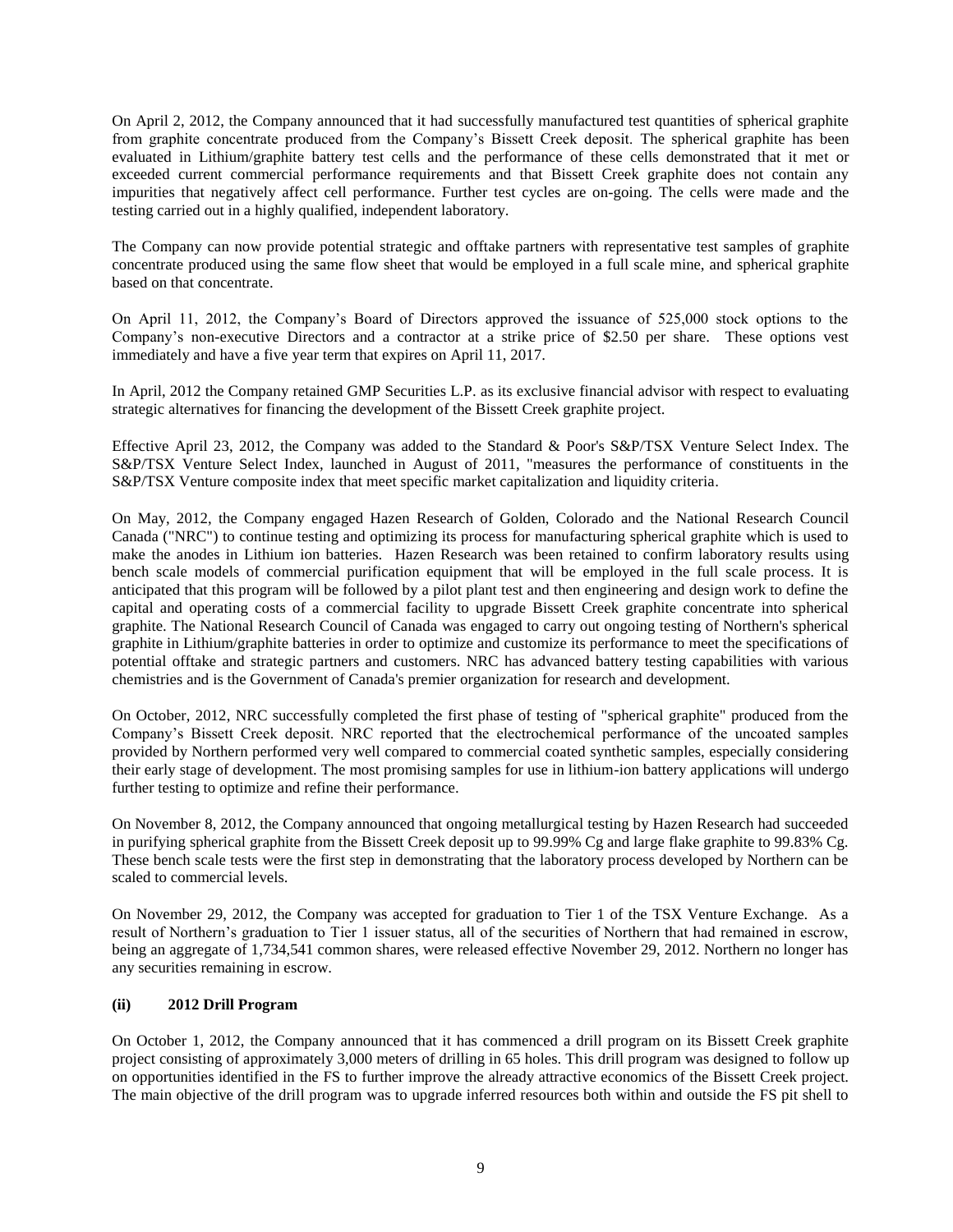On April 2, 2012, the Company announced that it had successfully manufactured test quantities of spherical graphite from graphite concentrate produced from the Company's Bissett Creek deposit. The spherical graphite has been evaluated in Lithium/graphite battery test cells and the performance of these cells demonstrated that it met or exceeded current commercial performance requirements and that Bissett Creek graphite does not contain any impurities that negatively affect cell performance. Further test cycles are on-going. The cells were made and the testing carried out in a highly qualified, independent laboratory.

The Company can now provide potential strategic and offtake partners with representative test samples of graphite concentrate produced using the same flow sheet that would be employed in a full scale mine, and spherical graphite based on that concentrate.

On April 11, 2012, the Company's Board of Directors approved the issuance of 525,000 stock options to the Company's non-executive Directors and a contractor at a strike price of $2.50 per share. These options vest immediately and have a five year term that expires on April 11, 2017.

In April, 2012 the Company retained GMP Securities L.P. as its exclusive financial advisor with respect to evaluating strategic alternatives for financing the development of the Bissett Creek graphite project.

Effective April 23, 2012, the Company was added to the Standard & Poor's S&P/TSX Venture Select Index. The S&P/TSX Venture Select Index, launched in August of 2011, "measures the performance of constituents in the S&P/TSX Venture composite index that meet specific market capitalization and liquidity criteria.

On May, 2012, the Company engaged Hazen Research of Golden, Colorado and the National Research Council Canada ("NRC") to continue testing and optimizing its process for manufacturing spherical graphite which is used to make the anodes in Lithium ion batteries. Hazen Research was been retained to confirm laboratory results using bench scale models of commercial purification equipment that will be employed in the full scale process. It is anticipated that this program will be followed by a pilot plant test and then engineering and design work to define the capital and operating costs of a commercial facility to upgrade Bissett Creek graphite concentrate into spherical graphite. The National Research Council of Canada was engaged to carry out ongoing testing of Northern's spherical graphite in Lithium/graphite batteries in order to optimize and customize its performance to meet the specifications of potential offtake and strategic partners and customers. NRC has advanced battery testing capabilities with various chemistries and is the Government of Canada's premier organization for research and development.

On October, 2012, NRC successfully completed the first phase of testing of "spherical graphite" produced from the Company's Bissett Creek deposit. NRC reported that the electrochemical performance of the uncoated samples provided by Northern performed very well compared to commercial coated synthetic samples, especially considering their early stage of development. The most promising samples for use in lithium-ion battery applications will undergo further testing to optimize and refine their performance.

On November 8, 2012, the Company announced that ongoing metallurgical testing by Hazen Research had succeeded in purifying spherical graphite from the Bissett Creek deposit up to 99.99% Cg and large flake graphite to 99.83% Cg. These bench scale tests were the first step in demonstrating that the laboratory process developed by Northern can be scaled to commercial levels.

On November 29, 2012, the Company was accepted for graduation to Tier 1 of the TSX Venture Exchange. As a result of Northern's graduation to Tier 1 issuer status, all of the securities of Northern that had remained in escrow, being an aggregate of 1,734,541 common shares, were released effective November 29, 2012. Northern no longer has any securities remaining in escrow.

### (ii) 2012 Drill Program

On October 1, 2012, the Company announced that it has commenced a drill program on its Bissett Creek graphite project consisting of approximately 3,000 meters of drilling in 65 holes. This drill program was designed to follow up on opportunities identified in the FS to further improve the already attractive economics of the Bissett Creek project. The main objective of the drill program was to upgrade inferred resources both within and outside the FS pit shell to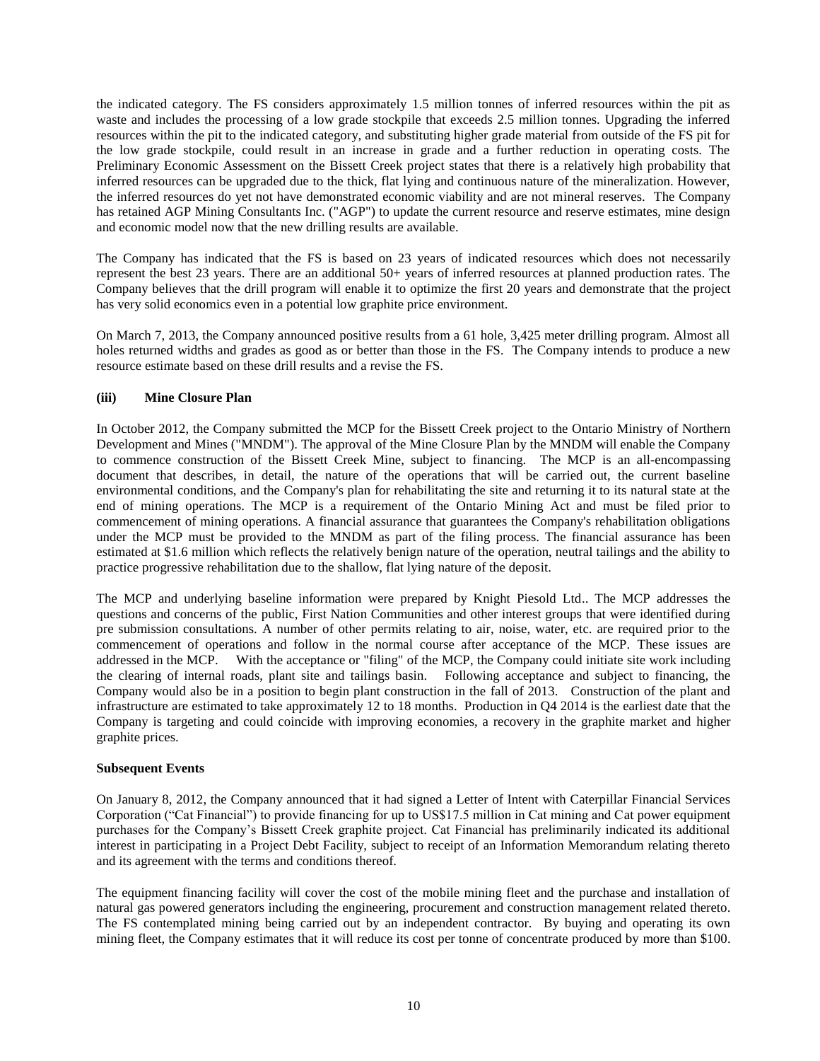the indicated category. The FS considers approximately 1.5 million tonnes of inferred resources within the pit as waste and includes the processing of a low grade stockpile that exceeds 2.5 million tonnes. Upgrading the inferred resources within the pit to the indicated category, and substituting higher grade material from outside of the FS pit for the low grade stockpile, could result in an increase in grade and a further reduction in operating costs. The Preliminary Economic Assessment on the Bissett Creek project states that there is a relatively high probability that inferred resources can be upgraded due to the thick, flat lying and continuous nature of the mineralization. However, the inferred resources do yet not have demonstrated economic viability and are not mineral reserves. The Company has retained AGP Mining Consultants Inc. ("AGP") to update the current resource and reserve estimates, mine design and economic model now that the new drilling results are available.

The Company has indicated that the FS is based on 23 years of indicated resources which does not necessarily represent the best 23 years. There are an additional 50+ years of inferred resources at planned production rates. The Company believes that the drill program will enable it to optimize the first 20 years and demonstrate that the project has very solid economics even in a potential low graphite price environment.

On March 7, 2013, the Company announced positive results from a 61 hole, 3,425 meter drilling program. Almost all holes returned widths and grades as good as or better than those in the FS. The Company intends to produce a new resource estimate based on these drill results and a revise the FS.

**(iii) Mine Closure Plan**

In October 2012, the Company submitted the MCP for the Bissett Creek project to the Ontario Ministry of Northern Development and Mines ("MNDM"). The approval of the Mine Closure Plan by the MNDM will enable the Company to commence construction of the Bissett Creek Mine, subject to financing. The MCP is an all-encompassing document that describes, in detail, the nature of the operations that will be carried out, the current baseline environmental conditions, and the Company's plan for rehabilitating the site and returning it to its natural state at the end of mining operations. The MCP is a requirement of the Ontario Mining Act and must be filed prior to commencement of mining operations. A financial assurance that guarantees the Company's rehabilitation obligations under the MCP must be provided to the MNDM as part of the filing process. The financial assurance has been estimated at $1.6 million which reflects the relatively benign nature of the operation, neutral tailings and the ability to practice progressive rehabilitation due to the shallow, flat lying nature of the deposit.

The MCP and underlying baseline information were prepared by Knight Piesold Ltd.. The MCP addresses the questions and concerns of the public, First Nation Communities and other interest groups that were identified during pre submission consultations. A number of other permits relating to air, noise, water, etc. are required prior to the commencement of operations and follow in the normal course after acceptance of the MCP. These issues are addressed in the MCP. With the acceptance or "filing" of the MCP, the Company could initiate site work including the clearing of internal roads, plant site and tailings basin. Following acceptance and subject to financing, the Company would also be in a position to begin plant construction in the fall of 2013. Construction of the plant and infrastructure are estimated to take approximately 12 to 18 months. Production in Q4 2014 is the earliest date that the Company is targeting and could coincide with improving economies, a recovery in the graphite market and higher graphite prices.

**Subsequent Events**

On January 8, 2012, the Company announced that it had signed a Letter of Intent with Caterpillar Financial Services Corporation ("Cat Financial") to provide financing for up to US$17.5 million in Cat mining and Cat power equipment purchases for the Company's Bissett Creek graphite project. Cat Financial has preliminarily indicated its additional interest in participating in a Project Debt Facility, subject to receipt of an Information Memorandum relating thereto and its agreement with the terms and conditions thereof.

The equipment financing facility will cover the cost of the mobile mining fleet and the purchase and installation of natural gas powered generators including the engineering, procurement and construction management related thereto. The FS contemplated mining being carried out by an independent contractor. By buying and operating its own mining fleet, the Company estimates that it will reduce its cost per tonne of concentrate produced by more than $100.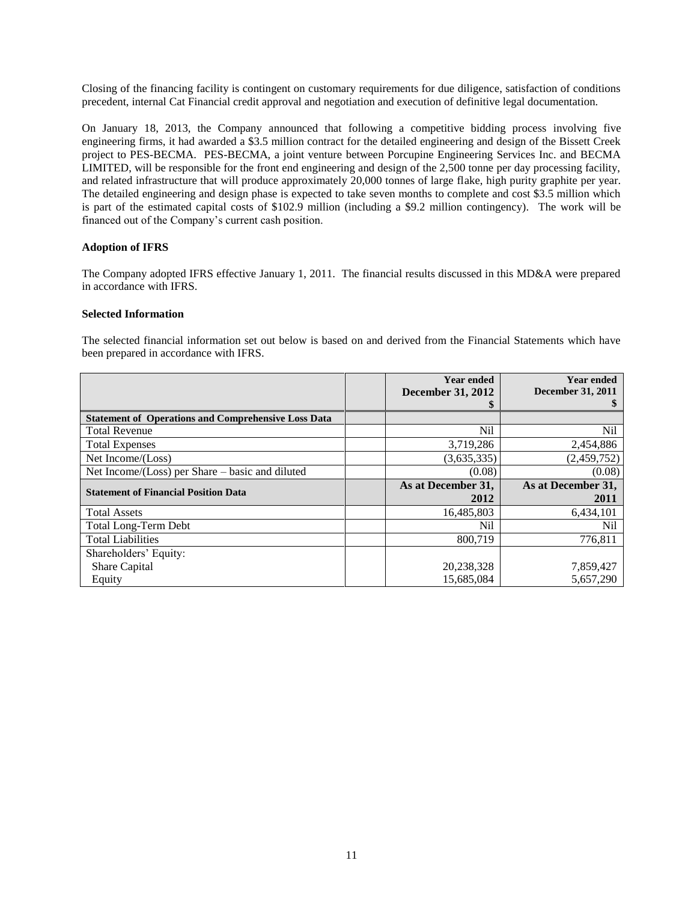Closing of the financing facility is contingent on customary requirements for due diligence, satisfaction of conditions precedent, internal Cat Financial credit approval and negotiation and execution of definitive legal documentation.

On January 18, 2013, the Company announced that following a competitive bidding process involving five engineering firms, it had awarded a $3.5 million contract for the detailed engineering and design of the Bissett Creek project to PES-BECMA. PES-BECMA, a joint venture between Porcupine Engineering Services Inc. and BECMA LIMITED, will be responsible for the front end engineering and design of the 2,500 tonne per day processing facility, and related infrastructure that will produce approximately 20,000 tonnes of large flake, high purity graphite per year. The detailed engineering and design phase is expected to take seven months to complete and cost $3.5 million which is part of the estimated capital costs of $102.9 million (including a $9.2 million contingency). The work will be financed out of the Company's current cash position.

**Adoption of IFRS**

The Company adopted IFRS effective January 1, 2011. The financial results discussed in this MD&A were prepared in accordance with IFRS.

**Selected Information**

The selected financial information set out below is based on and derived from the Financial Statements which have been prepared in accordance with IFRS.

| | | Year ended December 31, 2012 $ | Year ended December 31, 2011 $ |
|---|---|---|---|
| **Statement of Operations and Comprehensive Loss Data** | | | |
| Total Revenue | | Nil | Nil |
| Total Expenses | | 3,719,286 | 2,454,886 |
| Net Income/(Loss) | | (3,635,335) | (2,459,752) |
| Net Income/(Loss) per Share – basic and diluted | | (0.08) | (0.08) |
| **Statement of Financial Position Data** | | **As at December 31, 2012** | **As at December 31, 2011** |
| Total Assets | | 16,485,803 | 6,434,101 |
| Total Long-Term Debt | | Nil | Nil |
| Total Liabilities | | 800,719 | 776,811 |
| Shareholders' Equity: | | | |
| Share Capital | | 20,238,328 | 7,859,427 |
| Equity | | 15,685,084 | 5,657,290 |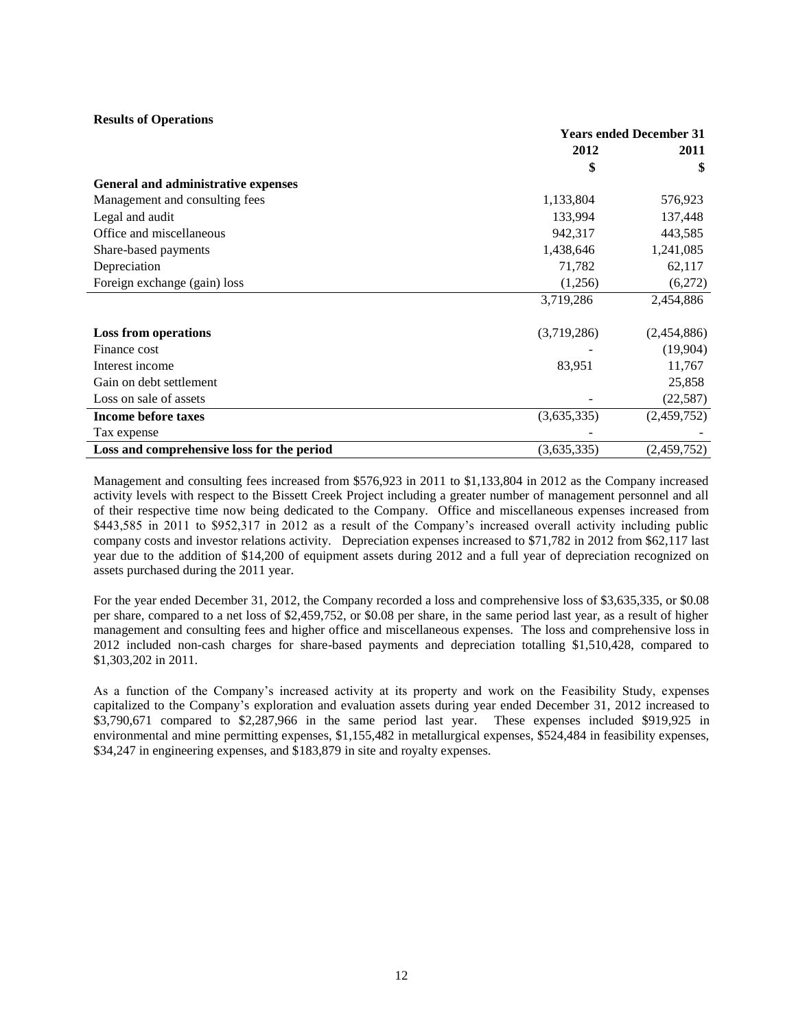**Results of Operations**

| | Years ended December 31 | |
|---|---|---|
| | 2012 | 2011 |
| | $ | $ |
| **General and administrative expenses** | | |
| Management and consulting fees | 1,133,804 | 576,923 |
| Legal and audit | 133,994 | 137,448 |
| Office and miscellaneous | 942,317 | 443,585 |
| Share-based payments | 1,438,646 | 1,241,085 |
| Depreciation | 71,782 | 62,117 |
| Foreign exchange (gain) loss | (1,256) | (6,272) |
| | 3,719,286 | 2,454,886 |
| **Loss from operations** | (3,719,286) | (2,454,886) |
| Finance cost | - | (19,904) |
| Interest income | 83,951 | 11,767 |
| Gain on debt settlement | | 25,858 |
| Loss on sale of assets | - | (22,587) |
| **Income before taxes** | (3,635,335) | (2,459,752) |
| Tax expense | - | - |
| **Loss and comprehensive loss for the period** | (3,635,335) | (2,459,752) |

Management and consulting fees increased from $576,923 in 2011 to $1,133,804 in 2012 as the Company increased activity levels with respect to the Bissett Creek Project including a greater number of management personnel and all of their respective time now being dedicated to the Company. Office and miscellaneous expenses increased from $443,585 in 2011 to $952,317 in 2012 as a result of the Company's increased overall activity including public company costs and investor relations activity. Depreciation expenses increased to $71,782 in 2012 from $62,117 last year due to the addition of $14,200 of equipment assets during 2012 and a full year of depreciation recognized on assets purchased during the 2011 year.

For the year ended December 31, 2012, the Company recorded a loss and comprehensive loss of $3,635,335, or $0.08 per share, compared to a net loss of $2,459,752, or $0.08 per share, in the same period last year, as a result of higher management and consulting fees and higher office and miscellaneous expenses. The loss and comprehensive loss in 2012 included non-cash charges for share-based payments and depreciation totalling $1,510,428, compared to $1,303,202 in 2011.

As a function of the Company's increased activity at its property and work on the Feasibility Study, expenses capitalized to the Company's exploration and evaluation assets during year ended December 31, 2012 increased to $3,790,671 compared to $2,287,966 in the same period last year. These expenses included $919,925 in environmental and mine permitting expenses, $1,155,482 in metallurgical expenses, $524,484 in feasibility expenses, $34,247 in engineering expenses, and $183,879 in site and royalty expenses.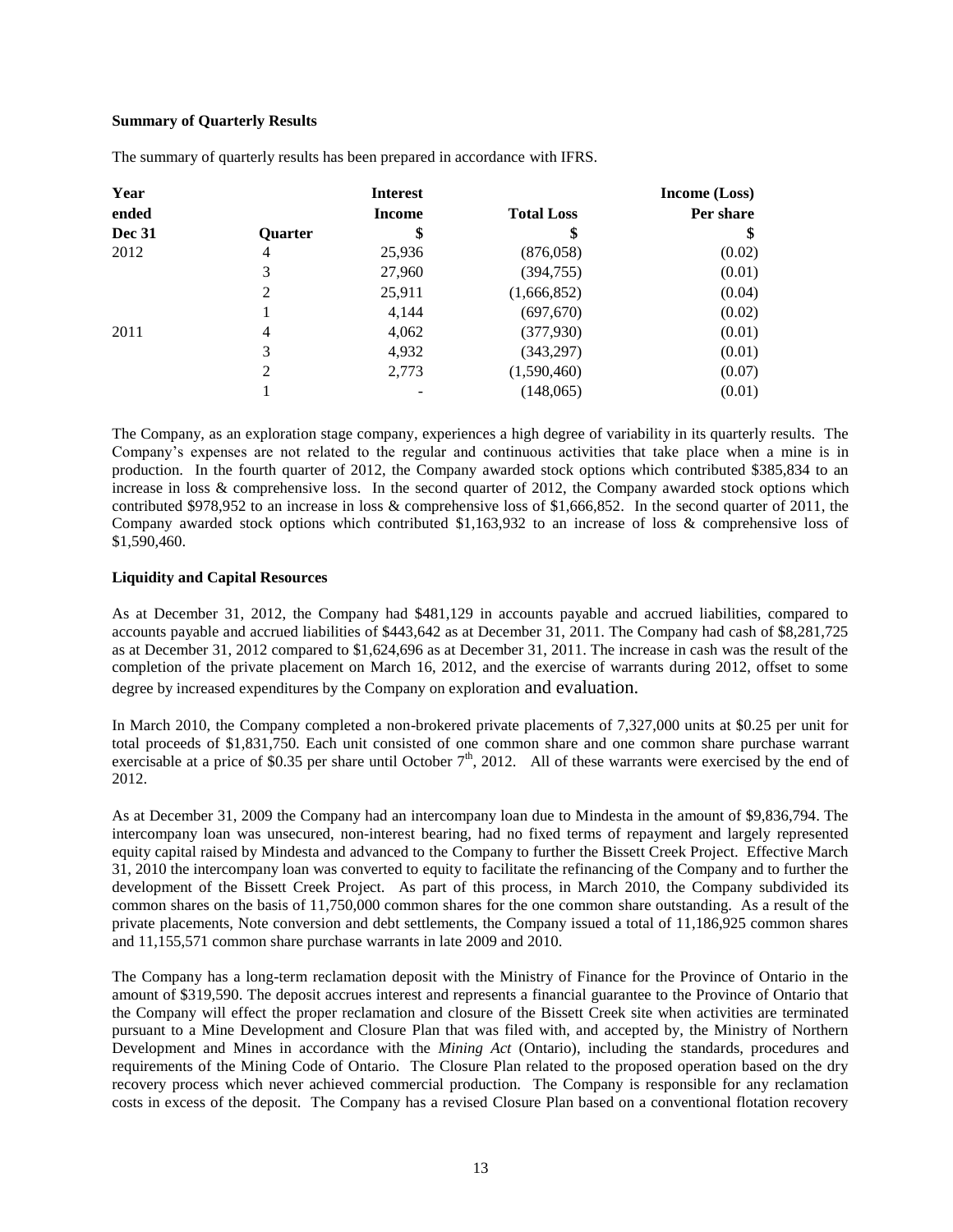**Summary of Quarterly Results**

The summary of quarterly results has been prepared in accordance with IFRS.

| Year ended Dec 31 | Quarter | Interest Income $ | Total Loss $ | Income (Loss) Per share $ |
|---|---|---|---|---|
| 2012 | 4 | 25,936 | (876,058) | (0.02) |
| | 3 | 27,960 | (394,755) | (0.01) |
| | 2 | 25,911 | (1,666,852) | (0.04) |
| | 1 | 4,144 | (697,670) | (0.02) |
| 2011 | 4 | 4,062 | (377,930) | (0.01) |
| | 3 | 4,932 | (343,297) | (0.01) |
| | 2 | 2,773 | (1,590,460) | (0.07) |
| | 1 | - | (148,065) | (0.01) |

The Company, as an exploration stage company, experiences a high degree of variability in its quarterly results. The Company's expenses are not related to the regular and continuous activities that take place when a mine is in production. In the fourth quarter of 2012, the Company awarded stock options which contributed $385,834 to an increase in loss & comprehensive loss. In the second quarter of 2012, the Company awarded stock options which contributed $978,952 to an increase in loss & comprehensive loss of $1,666,852. In the second quarter of 2011, the Company awarded stock options which contributed $1,163,932 to an increase of loss & comprehensive loss of $1,590,460.

**Liquidity and Capital Resources**

As at December 31, 2012, the Company had $481,129 in accounts payable and accrued liabilities, compared to accounts payable and accrued liabilities of $443,642 as at December 31, 2011. The Company had cash of $8,281,725 as at December 31, 2012 compared to $1,624,696 as at December 31, 2011. The increase in cash was the result of the completion of the private placement on March 16, 2012, and the exercise of warrants during 2012, offset to some degree by increased expenditures by the Company on exploration and evaluation.

In March 2010, the Company completed a non-brokered private placements of 7,327,000 units at $0.25 per unit for total proceeds of $1,831,750. Each unit consisted of one common share and one common share purchase warrant exercisable at a price of $0.35 per share until October 7th, 2012. All of these warrants were exercised by the end of 2012.

As at December 31, 2009 the Company had an intercompany loan due to Mindesta in the amount of $9,836,794. The intercompany loan was unsecured, non-interest bearing, had no fixed terms of repayment and largely represented equity capital raised by Mindesta and advanced to the Company to further the Bissett Creek Project. Effective March 31, 2010 the intercompany loan was converted to equity to facilitate the refinancing of the Company and to further the development of the Bissett Creek Project. As part of this process, in March 2010, the Company subdivided its common shares on the basis of 11,750,000 common shares for the one common share outstanding. As a result of the private placements, Note conversion and debt settlements, the Company issued a total of 11,186,925 common shares and 11,155,571 common share purchase warrants in late 2009 and 2010.

The Company has a long-term reclamation deposit with the Ministry of Finance for the Province of Ontario in the amount of $319,590. The deposit accrues interest and represents a financial guarantee to the Province of Ontario that the Company will effect the proper reclamation and closure of the Bissett Creek site when activities are terminated pursuant to a Mine Development and Closure Plan that was filed with, and accepted by, the Ministry of Northern Development and Mines in accordance with the *Mining Act* (Ontario), including the standards, procedures and requirements of the Mining Code of Ontario. The Closure Plan related to the proposed operation based on the dry recovery process which never achieved commercial production. The Company is responsible for any reclamation costs in excess of the deposit. The Company has a revised Closure Plan based on a conventional flotation recovery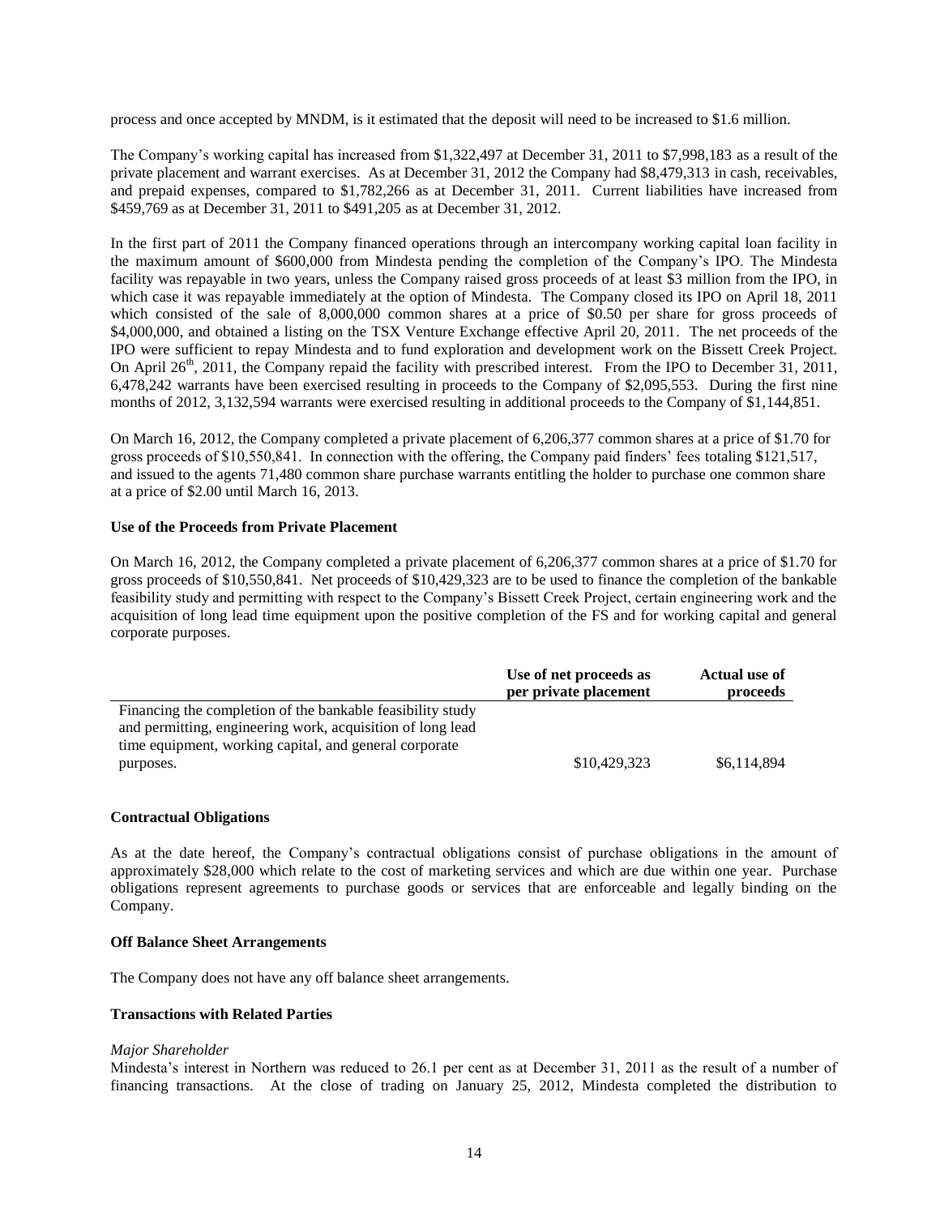process and once accepted by MNDM, is it estimated that the deposit will need to be increased to $1.6 million.

The Company's working capital has increased from $1,322,497 at December 31, 2011 to $7,998,183 as a result of the private placement and warrant exercises. As at December 31, 2012 the Company had $8,479,313 in cash, receivables, and prepaid expenses, compared to $1,782,266 as at December 31, 2011. Current liabilities have increased from $459,769 as at December 31, 2011 to $491,205 as at December 31, 2012.

In the first part of 2011 the Company financed operations through an intercompany working capital loan facility in the maximum amount of $600,000 from Mindesta pending the completion of the Company's IPO. The Mindesta facility was repayable in two years, unless the Company raised gross proceeds of at least $3 million from the IPO, in which case it was repayable immediately at the option of Mindesta. The Company closed its IPO on April 18, 2011 which consisted of the sale of 8,000,000 common shares at a price of $0.50 per share for gross proceeds of $4,000,000, and obtained a listing on the TSX Venture Exchange effective April 20, 2011. The net proceeds of the IPO were sufficient to repay Mindesta and to fund exploration and development work on the Bissett Creek Project. On April 26th, 2011, the Company repaid the facility with prescribed interest. From the IPO to December 31, 2011, 6,478,242 warrants have been exercised resulting in proceeds to the Company of $2,095,553. During the first nine months of 2012, 3,132,594 warrants were exercised resulting in additional proceeds to the Company of $1,144,851.

On March 16, 2012, the Company completed a private placement of 6,206,377 common shares at a price of $1.70 for gross proceeds of $10,550,841. In connection with the offering, the Company paid finders' fees totaling $121,517, and issued to the agents 71,480 common share purchase warrants entitling the holder to purchase one common share at a price of $2.00 until March 16, 2013.

**Use of the Proceeds from Private Placement**

On March 16, 2012, the Company completed a private placement of 6,206,377 common shares at a price of $1.70 for gross proceeds of $10,550,841. Net proceeds of $10,429,323 are to be used to finance the completion of the bankable feasibility study and permitting with respect to the Company's Bissett Creek Project, certain engineering work and the acquisition of long lead time equipment upon the positive completion of the FS and for working capital and general corporate purposes.

| | Use of net proceeds as per private placement | Actual use of proceeds |
|---|---|---|
| Financing the completion of the bankable feasibility study and permitting, engineering work, acquisition of long lead time equipment, working capital, and general corporate purposes. | $10,429,323 | $6,114,894 |

**Contractual Obligations**

As at the date hereof, the Company's contractual obligations consist of purchase obligations in the amount of approximately $28,000 which relate to the cost of marketing services and which are due within one year. Purchase obligations represent agreements to purchase goods or services that are enforceable and legally binding on the Company.

**Off Balance Sheet Arrangements**

The Company does not have any off balance sheet arrangements.

**Transactions with Related Parties**

*Major Shareholder*

Mindesta's interest in Northern was reduced to 26.1 per cent as at December 31, 2011 as the result of a number of financing transactions. At the close of trading on January 25, 2012, Mindesta completed the distribution to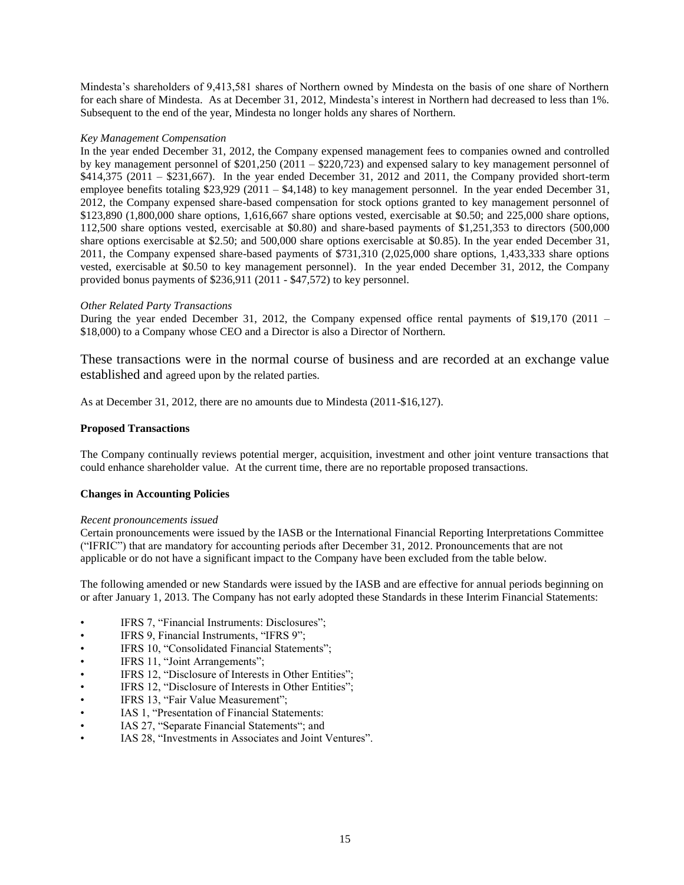Mindesta's shareholders of 9,413,581 shares of Northern owned by Mindesta on the basis of one share of Northern for each share of Mindesta. As at December 31, 2012, Mindesta's interest in Northern had decreased to less than 1%. Subsequent to the end of the year, Mindesta no longer holds any shares of Northern.

*Key Management Compensation*

In the year ended December 31, 2012, the Company expensed management fees to companies owned and controlled by key management personnel of $201,250 (2011 – $220,723) and expensed salary to key management personnel of $414,375 (2011 – $231,667). In the year ended December 31, 2012 and 2011, the Company provided short-term employee benefits totaling $23,929 (2011 – $4,148) to key management personnel. In the year ended December 31, 2012, the Company expensed share-based compensation for stock options granted to key management personnel of $123,890 (1,800,000 share options, 1,616,667 share options vested, exercisable at $0.50; and 225,000 share options, 112,500 share options vested, exercisable at $0.80) and share-based payments of $1,251,353 to directors (500,000 share options exercisable at $2.50; and 500,000 share options exercisable at $0.85). In the year ended December 31, 2011, the Company expensed share-based payments of $731,310 (2,025,000 share options, 1,433,333 share options vested, exercisable at $0.50 to key management personnel). In the year ended December 31, 2012, the Company provided bonus payments of $236,911 (2011 - $47,572) to key personnel.

*Other Related Party Transactions*

During the year ended December 31, 2012, the Company expensed office rental payments of $19,170 (2011 – $18,000) to a Company whose CEO and a Director is also a Director of Northern.

These transactions were in the normal course of business and are recorded at an exchange value established and agreed upon by the related parties.

As at December 31, 2012, there are no amounts due to Mindesta (2011-$16,127).

**Proposed Transactions**

The Company continually reviews potential merger, acquisition, investment and other joint venture transactions that could enhance shareholder value. At the current time, there are no reportable proposed transactions.

**Changes in Accounting Policies**

*Recent pronouncements issued*

Certain pronouncements were issued by the IASB or the International Financial Reporting Interpretations Committee ("IFRIC") that are mandatory for accounting periods after December 31, 2012. Pronouncements that are not applicable or do not have a significant impact to the Company have been excluded from the table below.

The following amended or new Standards were issued by the IASB and are effective for annual periods beginning on or after January 1, 2013. The Company has not early adopted these Standards in these Interim Financial Statements:

- IFRS 7, "Financial Instruments: Disclosures";
- IFRS 9, Financial Instruments, "IFRS 9";
- IFRS 10, "Consolidated Financial Statements";
- IFRS 11, "Joint Arrangements";
- IFRS 12, "Disclosure of Interests in Other Entities";
- IFRS 12, "Disclosure of Interests in Other Entities";
- IFRS 13, "Fair Value Measurement";
- IAS 1, "Presentation of Financial Statements:
- IAS 27, "Separate Financial Statements"; and
- IAS 28, "Investments in Associates and Joint Ventures".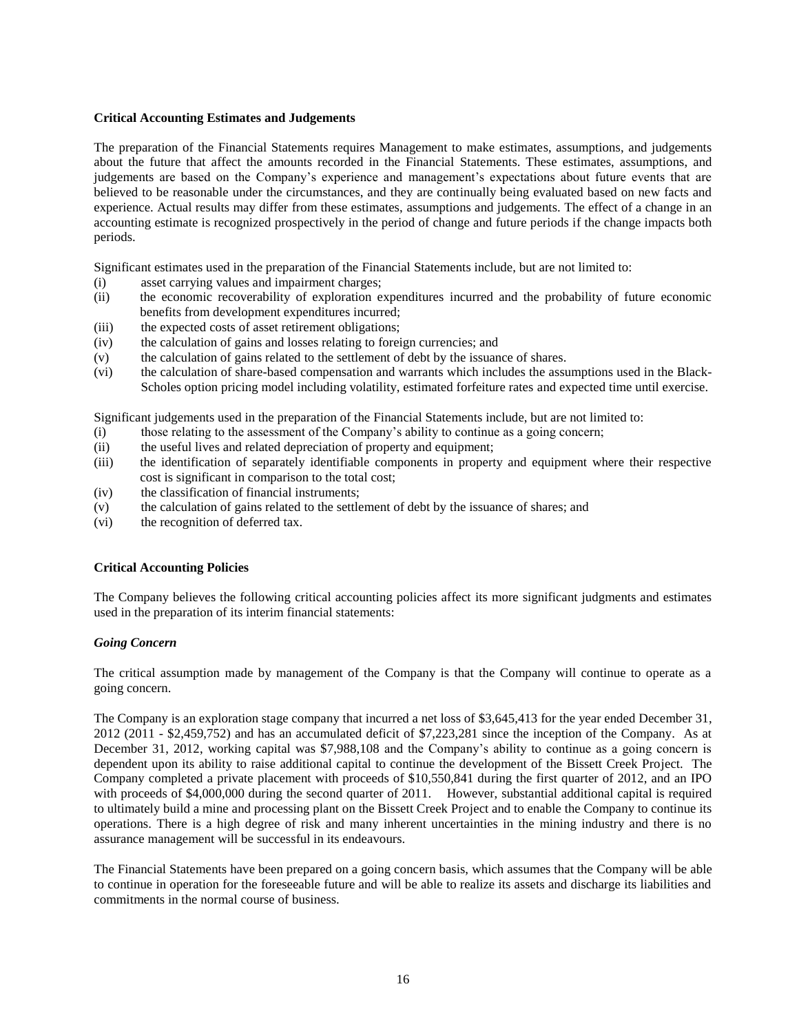**Critical Accounting Estimates and Judgements**

The preparation of the Financial Statements requires Management to make estimates, assumptions, and judgements about the future that affect the amounts recorded in the Financial Statements. These estimates, assumptions, and judgements are based on the Company's experience and management's expectations about future events that are believed to be reasonable under the circumstances, and they are continually being evaluated based on new facts and experience. Actual results may differ from these estimates, assumptions and judgements. The effect of a change in an accounting estimate is recognized prospectively in the period of change and future periods if the change impacts both periods.

Significant estimates used in the preparation of the Financial Statements include, but are not limited to:

(i) asset carrying values and impairment charges;
(ii) the economic recoverability of exploration expenditures incurred and the probability of future economic benefits from development expenditures incurred;
(iii) the expected costs of asset retirement obligations;
(iv) the calculation of gains and losses relating to foreign currencies; and
(v) the calculation of gains related to the settlement of debt by the issuance of shares.
(vi) the calculation of share-based compensation and warrants which includes the assumptions used in the Black-Scholes option pricing model including volatility, estimated forfeiture rates and expected time until exercise.

Significant judgements used in the preparation of the Financial Statements include, but are not limited to:

(i) those relating to the assessment of the Company's ability to continue as a going concern;
(ii) the useful lives and related depreciation of property and equipment;
(iii) the identification of separately identifiable components in property and equipment where their respective cost is significant in comparison to the total cost;
(iv) the classification of financial instruments;
(v) the calculation of gains related to the settlement of debt by the issuance of shares; and
(vi) the recognition of deferred tax.

**Critical Accounting Policies**

The Company believes the following critical accounting policies affect its more significant judgments and estimates used in the preparation of its interim financial statements:

***Going Concern***

The critical assumption made by management of the Company is that the Company will continue to operate as a going concern.

The Company is an exploration stage company that incurred a net loss of $3,645,413 for the year ended December 31, 2012 (2011 - $2,459,752) and has an accumulated deficit of $7,223,281 since the inception of the Company. As at December 31, 2012, working capital was $7,988,108 and the Company's ability to continue as a going concern is dependent upon its ability to raise additional capital to continue the development of the Bissett Creek Project. The Company completed a private placement with proceeds of $10,550,841 during the first quarter of 2012, and an IPO with proceeds of $4,000,000 during the second quarter of 2011. However, substantial additional capital is required to ultimately build a mine and processing plant on the Bissett Creek Project and to enable the Company to continue its operations. There is a high degree of risk and many inherent uncertainties in the mining industry and there is no assurance management will be successful in its endeavours.

The Financial Statements have been prepared on a going concern basis, which assumes that the Company will be able to continue in operation for the foreseeable future and will be able to realize its assets and discharge its liabilities and commitments in the normal course of business.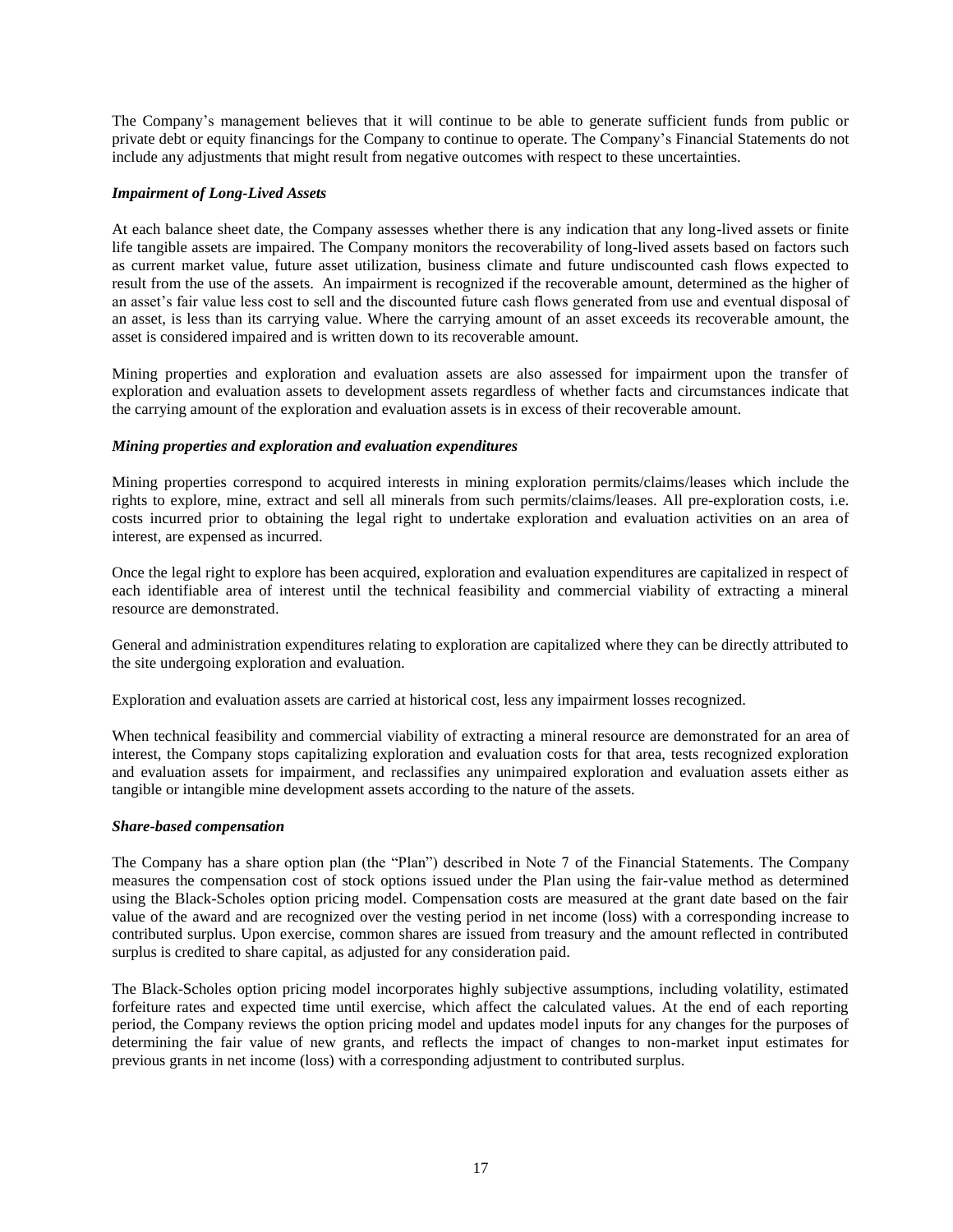The Company's management believes that it will continue to be able to generate sufficient funds from public or private debt or equity financings for the Company to continue to operate. The Company's Financial Statements do not include any adjustments that might result from negative outcomes with respect to these uncertainties.

***Impairment of Long-Lived Assets***

At each balance sheet date, the Company assesses whether there is any indication that any long-lived assets or finite life tangible assets are impaired. The Company monitors the recoverability of long-lived assets based on factors such as current market value, future asset utilization, business climate and future undiscounted cash flows expected to result from the use of the assets. An impairment is recognized if the recoverable amount, determined as the higher of an asset's fair value less cost to sell and the discounted future cash flows generated from use and eventual disposal of an asset, is less than its carrying value. Where the carrying amount of an asset exceeds its recoverable amount, the asset is considered impaired and is written down to its recoverable amount.

Mining properties and exploration and evaluation assets are also assessed for impairment upon the transfer of exploration and evaluation assets to development assets regardless of whether facts and circumstances indicate that the carrying amount of the exploration and evaluation assets is in excess of their recoverable amount.

***Mining properties and exploration and evaluation expenditures***

Mining properties correspond to acquired interests in mining exploration permits/claims/leases which include the rights to explore, mine, extract and sell all minerals from such permits/claims/leases. All pre-exploration costs, i.e. costs incurred prior to obtaining the legal right to undertake exploration and evaluation activities on an area of interest, are expensed as incurred.

Once the legal right to explore has been acquired, exploration and evaluation expenditures are capitalized in respect of each identifiable area of interest until the technical feasibility and commercial viability of extracting a mineral resource are demonstrated.

General and administration expenditures relating to exploration are capitalized where they can be directly attributed to the site undergoing exploration and evaluation.

Exploration and evaluation assets are carried at historical cost, less any impairment losses recognized.

When technical feasibility and commercial viability of extracting a mineral resource are demonstrated for an area of interest, the Company stops capitalizing exploration and evaluation costs for that area, tests recognized exploration and evaluation assets for impairment, and reclassifies any unimpaired exploration and evaluation assets either as tangible or intangible mine development assets according to the nature of the assets.

***Share-based compensation***

The Company has a share option plan (the "Plan") described in Note 7 of the Financial Statements. The Company measures the compensation cost of stock options issued under the Plan using the fair-value method as determined using the Black-Scholes option pricing model. Compensation costs are measured at the grant date based on the fair value of the award and are recognized over the vesting period in net income (loss) with a corresponding increase to contributed surplus. Upon exercise, common shares are issued from treasury and the amount reflected in contributed surplus is credited to share capital, as adjusted for any consideration paid.

The Black-Scholes option pricing model incorporates highly subjective assumptions, including volatility, estimated forfeiture rates and expected time until exercise, which affect the calculated values. At the end of each reporting period, the Company reviews the option pricing model and updates model inputs for any changes for the purposes of determining the fair value of new grants, and reflects the impact of changes to non-market input estimates for previous grants in net income (loss) with a corresponding adjustment to contributed surplus.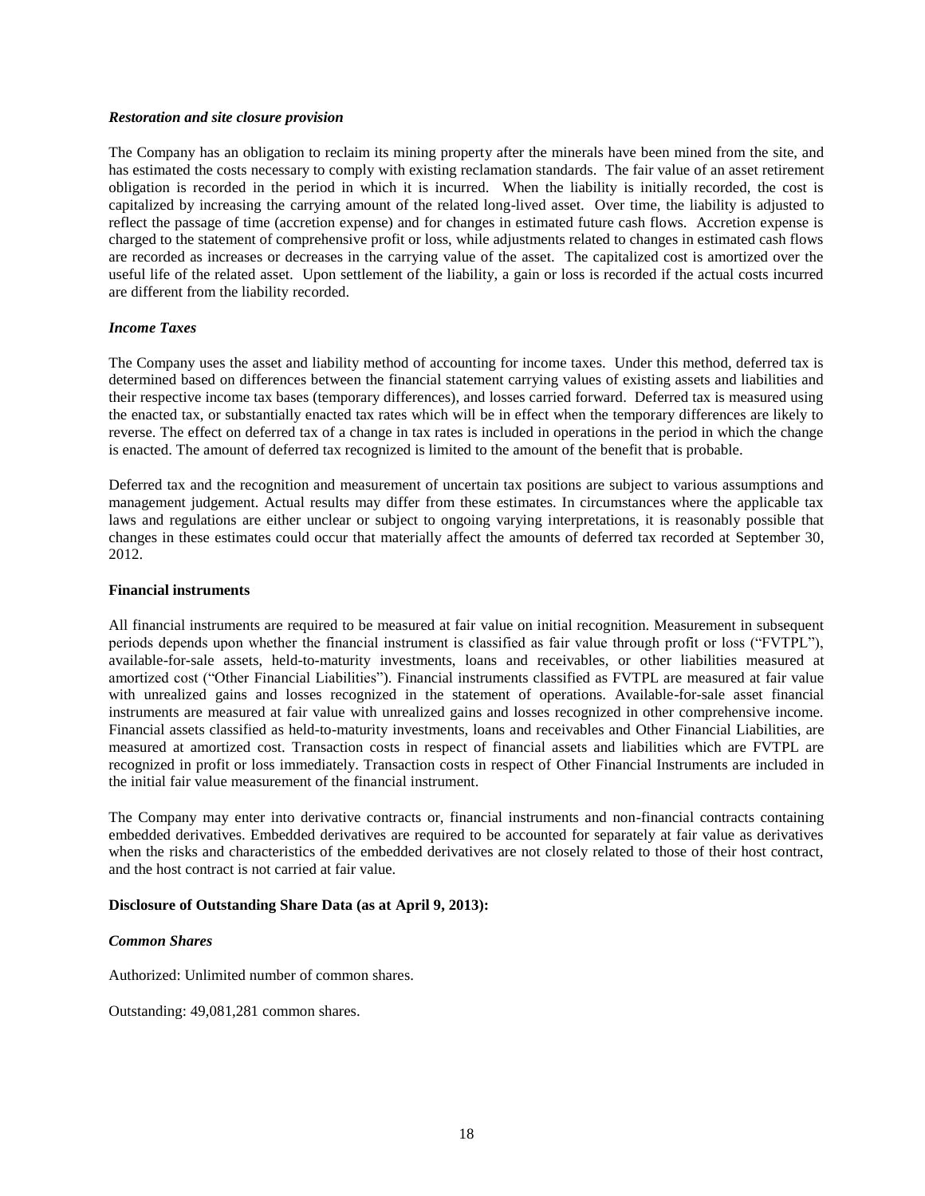***Restoration and site closure provision***

The Company has an obligation to reclaim its mining property after the minerals have been mined from the site, and has estimated the costs necessary to comply with existing reclamation standards. The fair value of an asset retirement obligation is recorded in the period in which it is incurred. When the liability is initially recorded, the cost is capitalized by increasing the carrying amount of the related long-lived asset. Over time, the liability is adjusted to reflect the passage of time (accretion expense) and for changes in estimated future cash flows. Accretion expense is charged to the statement of comprehensive profit or loss, while adjustments related to changes in estimated cash flows are recorded as increases or decreases in the carrying value of the asset. The capitalized cost is amortized over the useful life of the related asset. Upon settlement of the liability, a gain or loss is recorded if the actual costs incurred are different from the liability recorded.

***Income Taxes***

The Company uses the asset and liability method of accounting for income taxes. Under this method, deferred tax is determined based on differences between the financial statement carrying values of existing assets and liabilities and their respective income tax bases (temporary differences), and losses carried forward. Deferred tax is measured using the enacted tax, or substantially enacted tax rates which will be in effect when the temporary differences are likely to reverse. The effect on deferred tax of a change in tax rates is included in operations in the period in which the change is enacted. The amount of deferred tax recognized is limited to the amount of the benefit that is probable.

Deferred tax and the recognition and measurement of uncertain tax positions are subject to various assumptions and management judgement. Actual results may differ from these estimates. In circumstances where the applicable tax laws and regulations are either unclear or subject to ongoing varying interpretations, it is reasonably possible that changes in these estimates could occur that materially affect the amounts of deferred tax recorded at September 30, 2012.

**Financial instruments**

All financial instruments are required to be measured at fair value on initial recognition. Measurement in subsequent periods depends upon whether the financial instrument is classified as fair value through profit or loss ("FVTPL"), available-for-sale assets, held-to-maturity investments, loans and receivables, or other liabilities measured at amortized cost ("Other Financial Liabilities"). Financial instruments classified as FVTPL are measured at fair value with unrealized gains and losses recognized in the statement of operations. Available-for-sale asset financial instruments are measured at fair value with unrealized gains and losses recognized in other comprehensive income. Financial assets classified as held-to-maturity investments, loans and receivables and Other Financial Liabilities, are measured at amortized cost. Transaction costs in respect of financial assets and liabilities which are FVTPL are recognized in profit or loss immediately. Transaction costs in respect of Other Financial Instruments are included in the initial fair value measurement of the financial instrument.

The Company may enter into derivative contracts or, financial instruments and non-financial contracts containing embedded derivatives. Embedded derivatives are required to be accounted for separately at fair value as derivatives when the risks and characteristics of the embedded derivatives are not closely related to those of their host contract, and the host contract is not carried at fair value.

**Disclosure of Outstanding Share Data (as at April 9, 2013):**

***Common Shares***

Authorized: Unlimited number of common shares.

Outstanding: 49,081,281 common shares.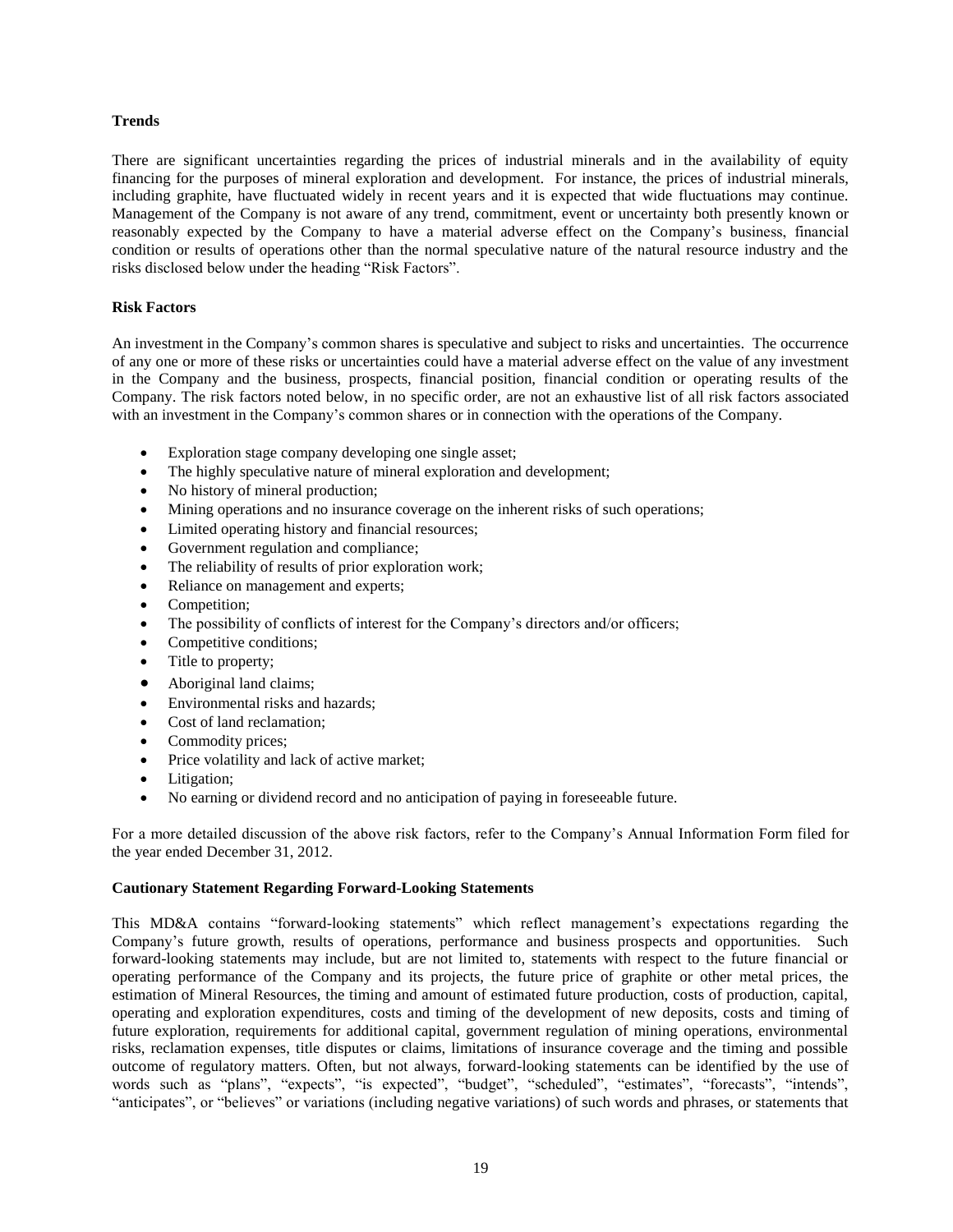**Trends**

There are significant uncertainties regarding the prices of industrial minerals and in the availability of equity financing for the purposes of mineral exploration and development. For instance, the prices of industrial minerals, including graphite, have fluctuated widely in recent years and it is expected that wide fluctuations may continue. Management of the Company is not aware of any trend, commitment, event or uncertainty both presently known or reasonably expected by the Company to have a material adverse effect on the Company's business, financial condition or results of operations other than the normal speculative nature of the natural resource industry and the risks disclosed below under the heading "Risk Factors".

**Risk Factors**

An investment in the Company's common shares is speculative and subject to risks and uncertainties. The occurrence of any one or more of these risks or uncertainties could have a material adverse effect on the value of any investment in the Company and the business, prospects, financial position, financial condition or operating results of the Company. The risk factors noted below, in no specific order, are not an exhaustive list of all risk factors associated with an investment in the Company's common shares or in connection with the operations of the Company.

- Exploration stage company developing one single asset;
- The highly speculative nature of mineral exploration and development;
- No history of mineral production;
- Mining operations and no insurance coverage on the inherent risks of such operations;
- Limited operating history and financial resources;
- Government regulation and compliance;
- The reliability of results of prior exploration work;
- Reliance on management and experts;
- Competition;
- The possibility of conflicts of interest for the Company's directors and/or officers;
- Competitive conditions;
- Title to property;
- Aboriginal land claims;
- Environmental risks and hazards;
- Cost of land reclamation;
- Commodity prices;
- Price volatility and lack of active market;
- Litigation;
- No earning or dividend record and no anticipation of paying in foreseeable future.

For a more detailed discussion of the above risk factors, refer to the Company's Annual Information Form filed for the year ended December 31, 2012.

**Cautionary Statement Regarding Forward-Looking Statements**

This MD&A contains "forward-looking statements" which reflect management's expectations regarding the Company's future growth, results of operations, performance and business prospects and opportunities. Such forward-looking statements may include, but are not limited to, statements with respect to the future financial or operating performance of the Company and its projects, the future price of graphite or other metal prices, the estimation of Mineral Resources, the timing and amount of estimated future production, costs of production, capital, operating and exploration expenditures, costs and timing of the development of new deposits, costs and timing of future exploration, requirements for additional capital, government regulation of mining operations, environmental risks, reclamation expenses, title disputes or claims, limitations of insurance coverage and the timing and possible outcome of regulatory matters. Often, but not always, forward-looking statements can be identified by the use of words such as "plans", "expects", "is expected", "budget", "scheduled", "estimates", "forecasts", "intends", "anticipates", or "believes" or variations (including negative variations) of such words and phrases, or statements that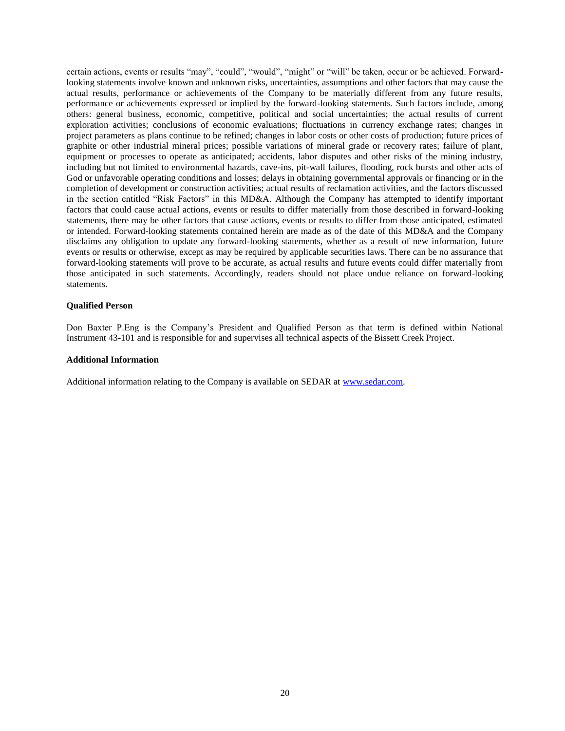certain actions, events or results "may", "could", "would", "might" or "will" be taken, occur or be achieved. Forward-looking statements involve known and unknown risks, uncertainties, assumptions and other factors that may cause the actual results, performance or achievements of the Company to be materially different from any future results, performance or achievements expressed or implied by the forward-looking statements. Such factors include, among others: general business, economic, competitive, political and social uncertainties; the actual results of current exploration activities; conclusions of economic evaluations; fluctuations in currency exchange rates; changes in project parameters as plans continue to be refined; changes in labor costs or other costs of production; future prices of graphite or other industrial mineral prices; possible variations of mineral grade or recovery rates; failure of plant, equipment or processes to operate as anticipated; accidents, labor disputes and other risks of the mining industry, including but not limited to environmental hazards, cave-ins, pit-wall failures, flooding, rock bursts and other acts of God or unfavorable operating conditions and losses; delays in obtaining governmental approvals or financing or in the completion of development or construction activities; actual results of reclamation activities, and the factors discussed in the section entitled "Risk Factors" in this MD&A. Although the Company has attempted to identify important factors that could cause actual actions, events or results to differ materially from those described in forward-looking statements, there may be other factors that cause actions, events or results to differ from those anticipated, estimated or intended. Forward-looking statements contained herein are made as of the date of this MD&A and the Company disclaims any obligation to update any forward-looking statements, whether as a result of new information, future events or results or otherwise, except as may be required by applicable securities laws. There can be no assurance that forward-looking statements will prove to be accurate, as actual results and future events could differ materially from those anticipated in such statements. Accordingly, readers should not place undue reliance on forward-looking statements.

**Qualified Person**

Don Baxter P.Eng is the Company's President and Qualified Person as that term is defined within National Instrument 43-101 and is responsible for and supervises all technical aspects of the Bissett Creek Project.

**Additional Information**

Additional information relating to the Company is available on SEDAR at [www.sedar.com](www.sedar.com).